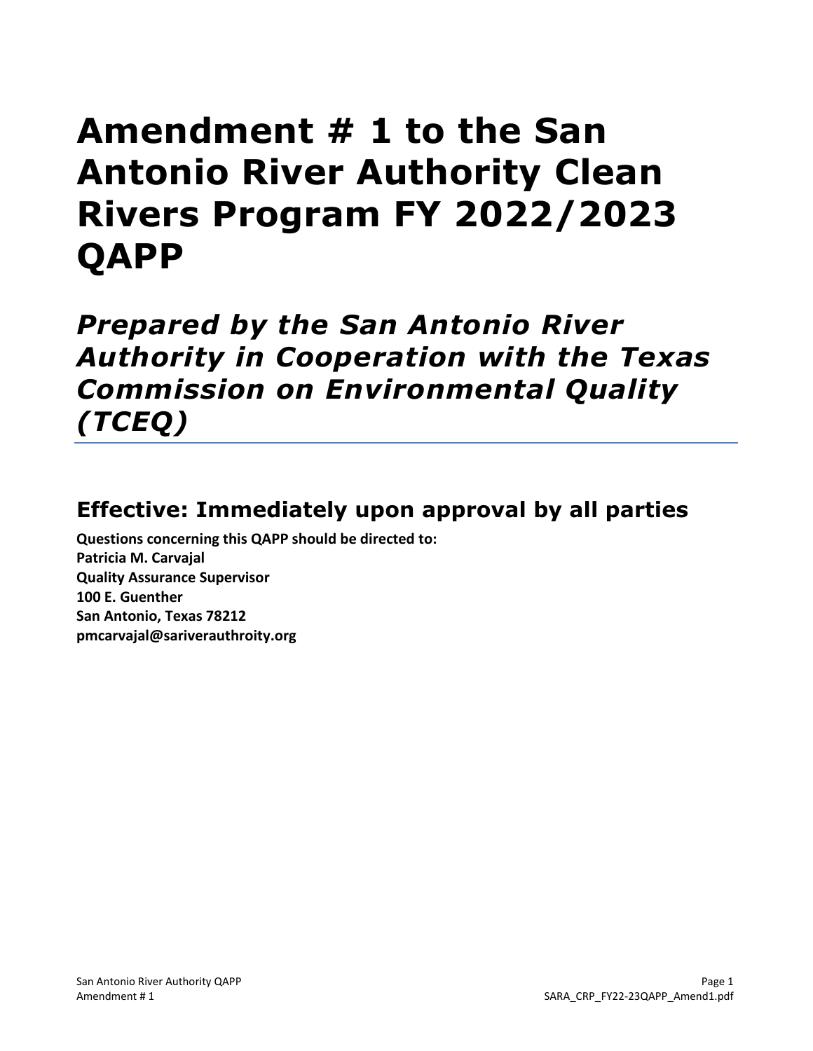# Amendment # 1 to the San Antonio River Authority Clean Rivers Program FY 2022/2023 QAPP

## *Prepared by the San Antonio River Authority in Cooperation with the Texas Commission on Environmental Quality (TCEQ)*

## Effective: Immediately upon approval by all parties

**Questions concerning this QAPP should be directed to:**
**Patricia M. Carvajal**
**Quality Assurance Supervisor**
**100 E. Guenther**
**San Antonio, Texas 78212**
**pmcarvajal@sariverauthroity.org**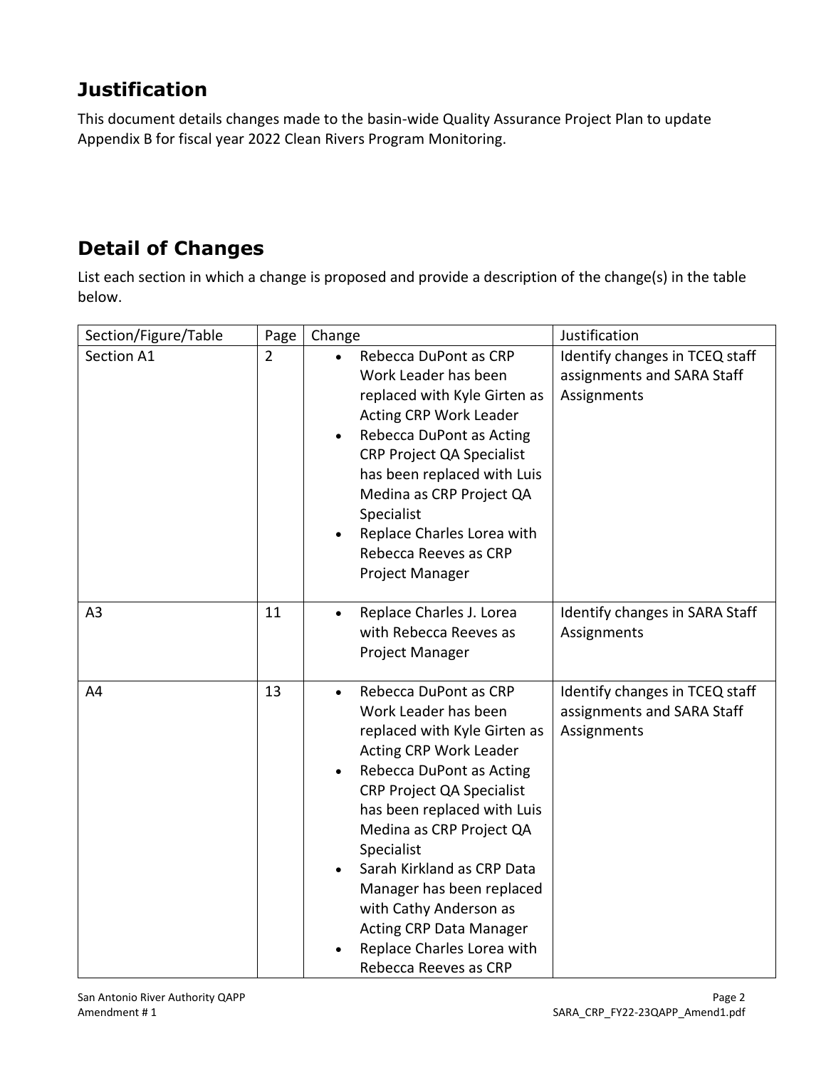## Justification

This document details changes made to the basin-wide Quality Assurance Project Plan to update Appendix B for fiscal year 2022 Clean Rivers Program Monitoring.

## Detail of Changes

List each section in which a change is proposed and provide a description of the change(s) in the table below.

| Section/Figure/Table | Page | Change | Justification |
|---|---|---|---|
| Section A1 | 2 | • Rebecca DuPont as CRP Work Leader has been replaced with Kyle Girten as Acting CRP Work Leader<br>• Rebecca DuPont as Acting CRP Project QA Specialist has been replaced with Luis Medina as CRP Project QA Specialist<br>• Replace Charles Lorea with Rebecca Reeves as CRP Project Manager | Identify changes in TCEQ staff assignments and SARA Staff Assignments |
| A3 | 11 | • Replace Charles J. Lorea with Rebecca Reeves as Project Manager | Identify changes in SARA Staff Assignments |
| A4 | 13 | • Rebecca DuPont as CRP Work Leader has been replaced with Kyle Girten as Acting CRP Work Leader<br>• Rebecca DuPont as Acting CRP Project QA Specialist has been replaced with Luis Medina as CRP Project QA Specialist<br>• Sarah Kirkland as CRP Data Manager has been replaced with Cathy Anderson as Acting CRP Data Manager<br>• Replace Charles Lorea with Rebecca Reeves as CRP | Identify changes in TCEQ staff assignments and SARA Staff Assignments |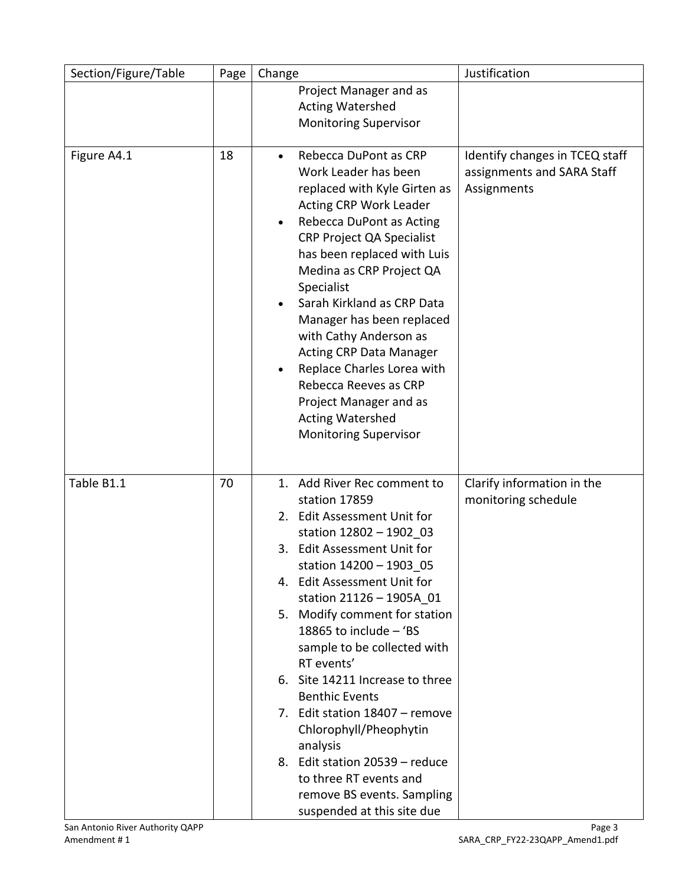| Section/Figure/Table | Page | Change | Justification |
|---|---|---|---|
| | | Project Manager and as Acting Watershed Monitoring Supervisor | |
| Figure A4.1 | 18 | • Rebecca DuPont as CRP Work Leader has been replaced with Kyle Girten as Acting CRP Work Leader<br>• Rebecca DuPont as Acting CRP Project QA Specialist has been replaced with Luis Medina as CRP Project QA Specialist<br>• Sarah Kirkland as CRP Data Manager has been replaced with Cathy Anderson as Acting CRP Data Manager<br>• Replace Charles Lorea with Rebecca Reeves as CRP Project Manager and as Acting Watershed Monitoring Supervisor | Identify changes in TCEQ staff assignments and SARA Staff Assignments |
| Table B1.1 | 70 | 1. Add River Rec comment to station 17859<br>2. Edit Assessment Unit for station 12802 – 1902_03<br>3. Edit Assessment Unit for station 14200 – 1903_05<br>4. Edit Assessment Unit for station 21126 – 1905A_01<br>5. Modify comment for station 18865 to include – 'BS sample to be collected with RT events'<br>6. Site 14211 Increase to three Benthic Events<br>7. Edit station 18407 – remove Chlorophyll/Pheophytin analysis<br>8. Edit station 20539 – reduce to three RT events and remove BS events. Sampling suspended at this site due | Clarify information in the monitoring schedule |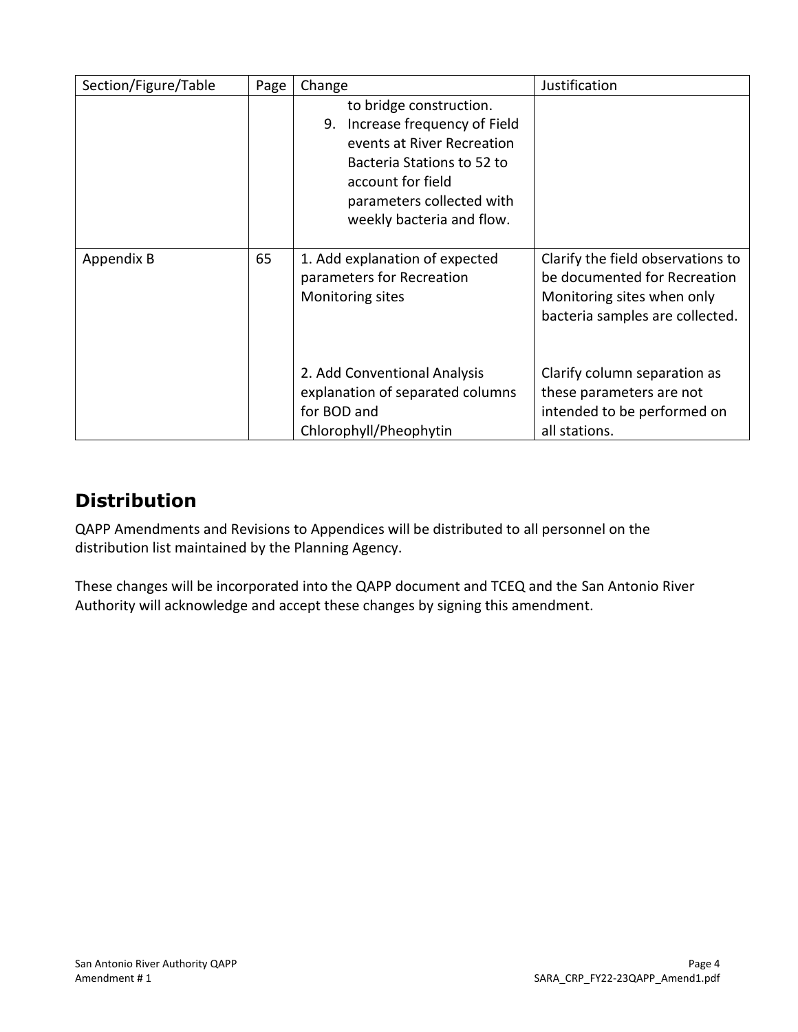| Section/Figure/Table | Page | Change | Justification |
|---|---|---|---|
| | | to bridge construction.<br>9. Increase frequency of Field events at River Recreation Bacteria Stations to 52 to account for field parameters collected with weekly bacteria and flow. | |
| Appendix B | 65 | 1. Add explanation of expected parameters for Recreation Monitoring sites<br><br>2. Add Conventional Analysis explanation of separated columns for BOD and Chlorophyll/Pheophytin | Clarify the field observations to be documented for Recreation Monitoring sites when only bacteria samples are collected.<br><br>Clarify column separation as these parameters are not intended to be performed on all stations. |

## Distribution

QAPP Amendments and Revisions to Appendices will be distributed to all personnel on the distribution list maintained by the Planning Agency.

These changes will be incorporated into the QAPP document and TCEQ and the San Antonio River Authority will acknowledge and accept these changes by signing this amendment.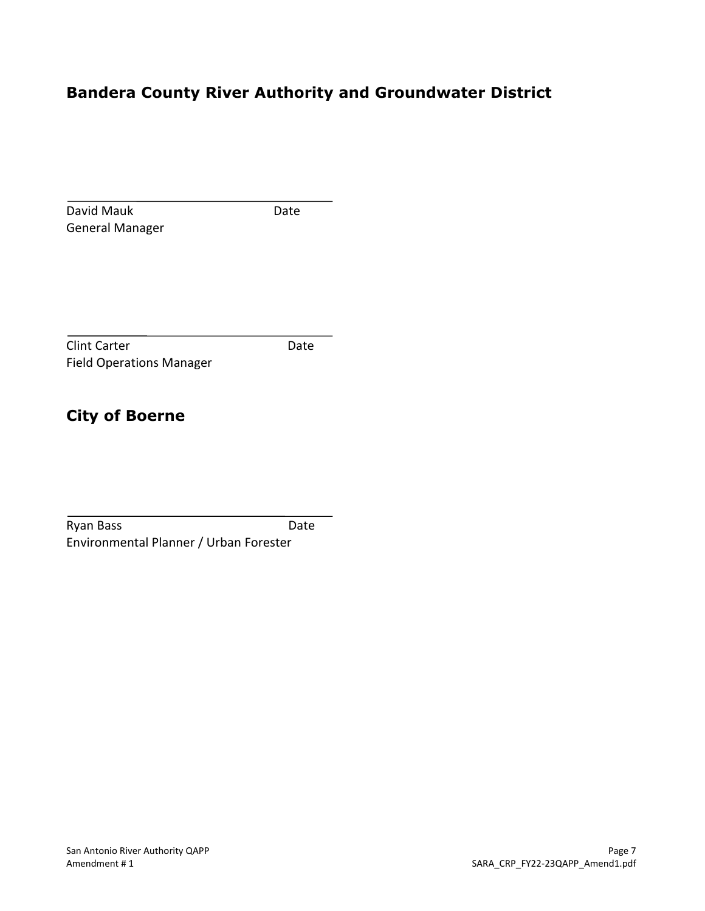## Bandera County River Authority and Groundwater District

\_\_\_\_\_\_\_\_\_\_\_\_\_\_\_\_\_\_\_\_\_\_\_\_\_\_\_\_\_\_\_\_\_\_\_\_

David Mauk Date
General Manager

\_\_\_\_\_\_\_\_\_\_\_\_\_\_\_\_\_\_\_\_\_\_\_\_\_\_\_\_\_\_\_\_\_\_\_\_

Clint Carter Date
Field Operations Manager

## City of Boerne

\_\_\_\_\_\_\_\_\_\_\_\_\_\_\_\_\_\_\_\_\_\_\_\_\_\_\_\_\_\_\_\_\_\_\_\_

Ryan Bass Date
Environmental Planner / Urban Forester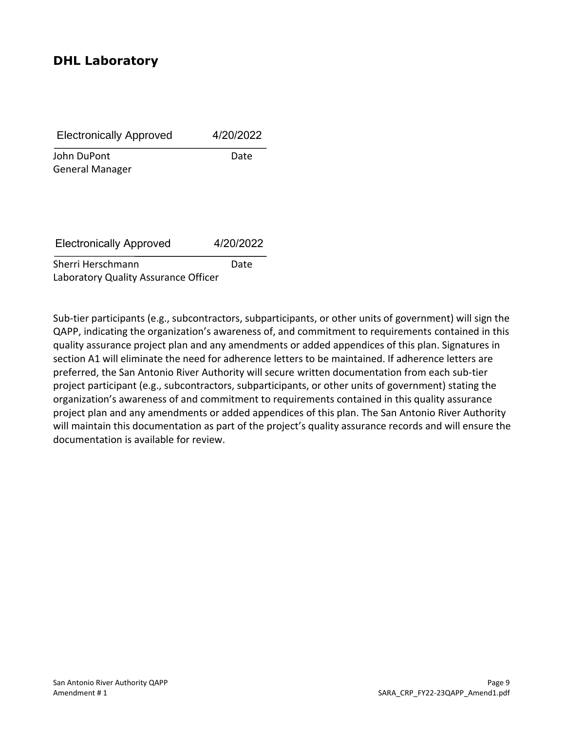## DHL Laboratory

| Electronically Approved | 4/20/2022 |
| --- | --- |
| John DuPont<br>General Manager | Date |

| Electronically Approved | 4/20/2022 |
| --- | --- |
| Sherri Herschmann<br>Laboratory Quality Assurance Officer | Date |

Sub-tier participants (e.g., subcontractors, subparticipants, or other units of government) will sign the QAPP, indicating the organization's awareness of, and commitment to requirements contained in this quality assurance project plan and any amendments or added appendices of this plan. Signatures in section A1 will eliminate the need for adherence letters to be maintained. If adherence letters are preferred, the San Antonio River Authority will secure written documentation from each sub-tier project participant (e.g., subcontractors, subparticipants, or other units of government) stating the organization's awareness of and commitment to requirements contained in this quality assurance project plan and any amendments or added appendices of this plan. The San Antonio River Authority will maintain this documentation as part of the project's quality assurance records and will ensure the documentation is available for review.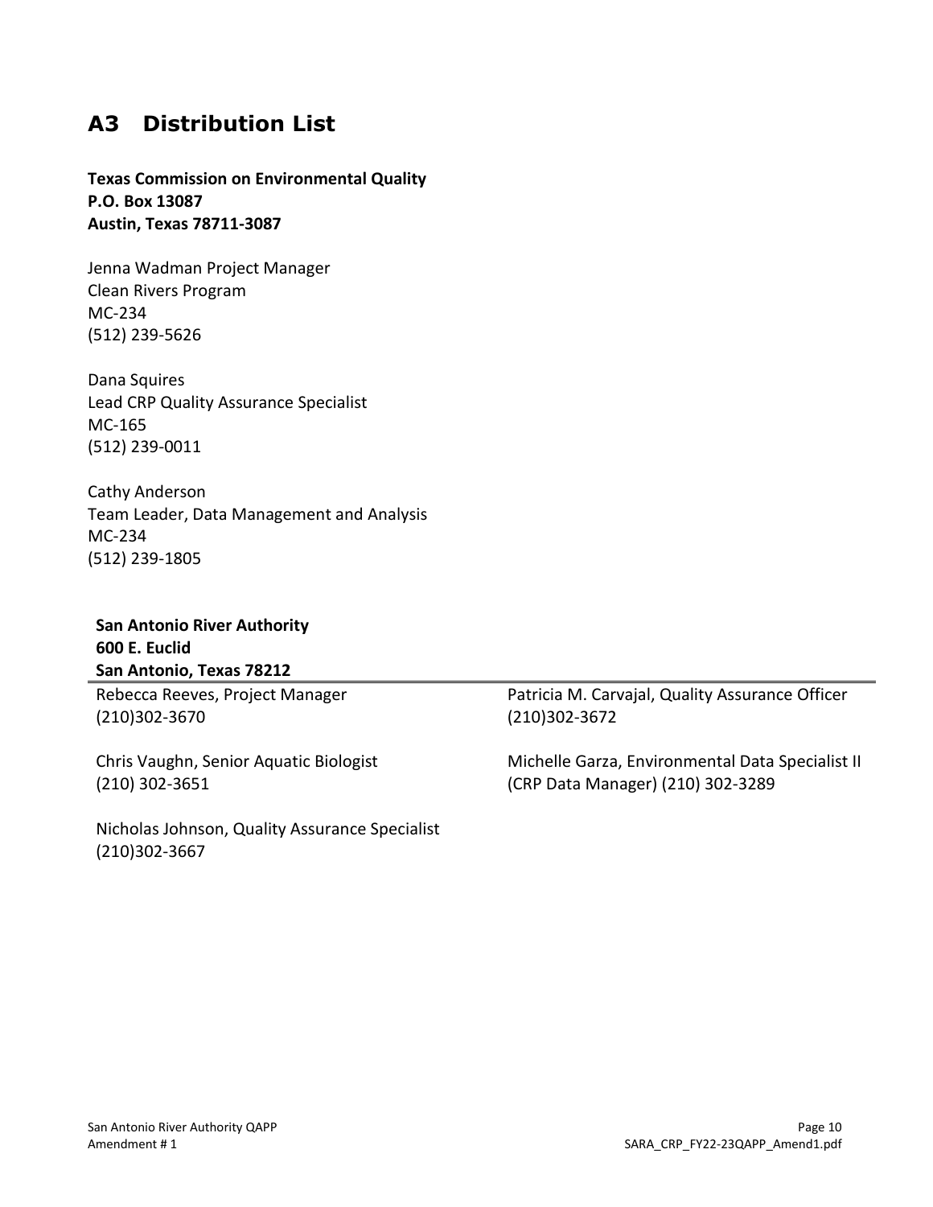## A3 Distribution List

**Texas Commission on Environmental Quality**
**P.O. Box 13087**
**Austin, Texas 78711-3087**

Jenna Wadman Project Manager
Clean Rivers Program
MC-234
(512) 239-5626

Dana Squires
Lead CRP Quality Assurance Specialist
MC-165
(512) 239-0011

Cathy Anderson
Team Leader, Data Management and Analysis
MC-234
(512) 239-1805

**San Antonio River Authority**
**600 E. Euclid**
**San Antonio, Texas 78212**

Rebecca Reeves, Project Manager
(210)302-3670

Chris Vaughn, Senior Aquatic Biologist
(210) 302-3651

Nicholas Johnson, Quality Assurance Specialist
(210)302-3667

Patricia M. Carvajal, Quality Assurance Officer
(210)302-3672

Michelle Garza, Environmental Data Specialist II
(CRP Data Manager) (210) 302-3289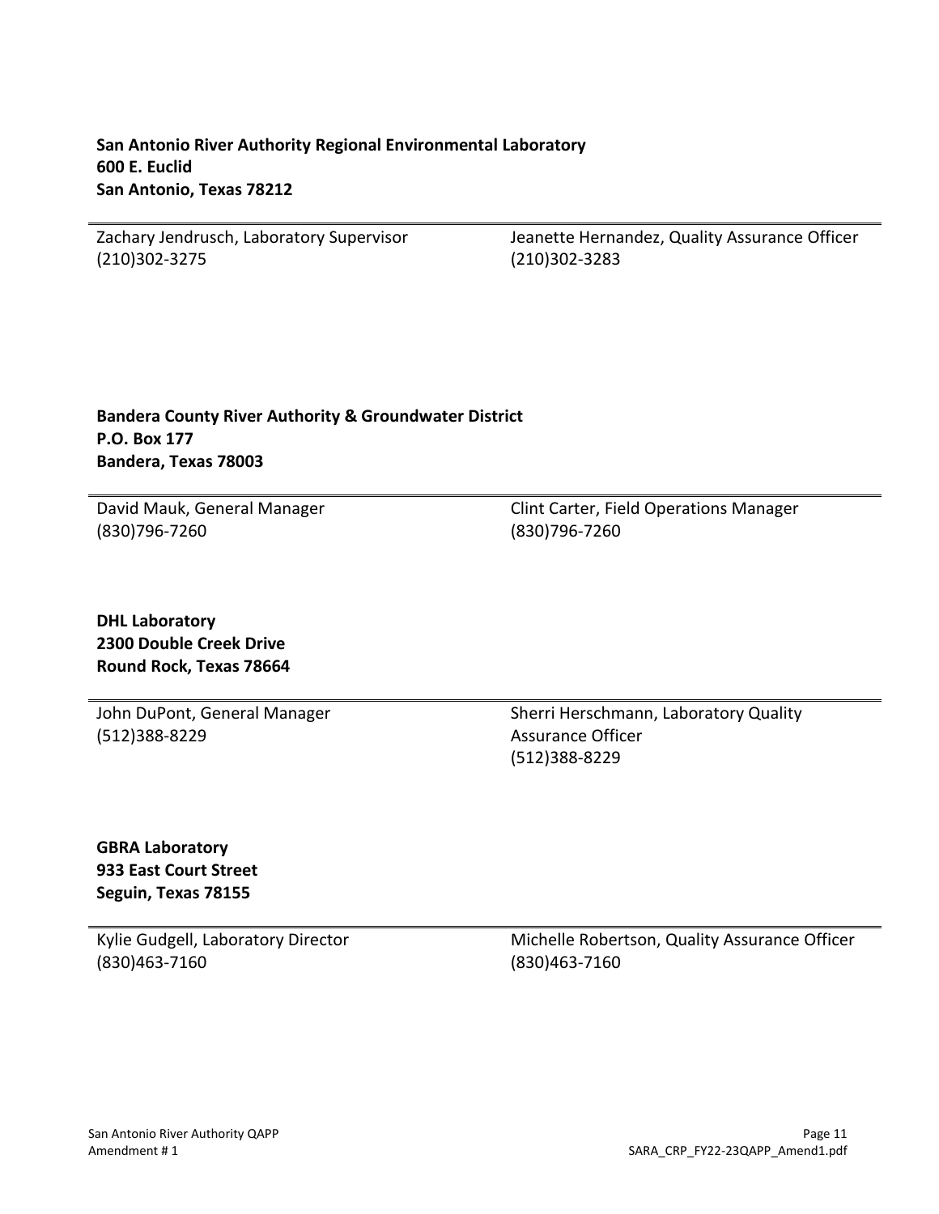**San Antonio River Authority Regional Environmental Laboratory**
**600 E. Euclid**
**San Antonio, Texas 78212**

| | |
|---|---|
| Zachary Jendrusch, Laboratory Supervisor<br>(210)302-3275 | Jeanette Hernandez, Quality Assurance Officer<br>(210)302-3283 |

**Bandera County River Authority & Groundwater District**
**P.O. Box 177**
**Bandera, Texas 78003**

| | |
|---|---|
| David Mauk, General Manager<br>(830)796-7260 | Clint Carter, Field Operations Manager<br>(830)796-7260 |

**DHL Laboratory**
**2300 Double Creek Drive**
**Round Rock, Texas 78664**

| | |
|---|---|
| John DuPont, General Manager<br>(512)388-8229 | Sherri Herschmann, Laboratory Quality Assurance Officer<br>(512)388-8229 |

**GBRA Laboratory**
**933 East Court Street**
**Seguin, Texas 78155**

| | |
|---|---|
| Kylie Gudgell, Laboratory Director<br>(830)463-7160 | Michelle Robertson, Quality Assurance Officer<br>(830)463-7160 |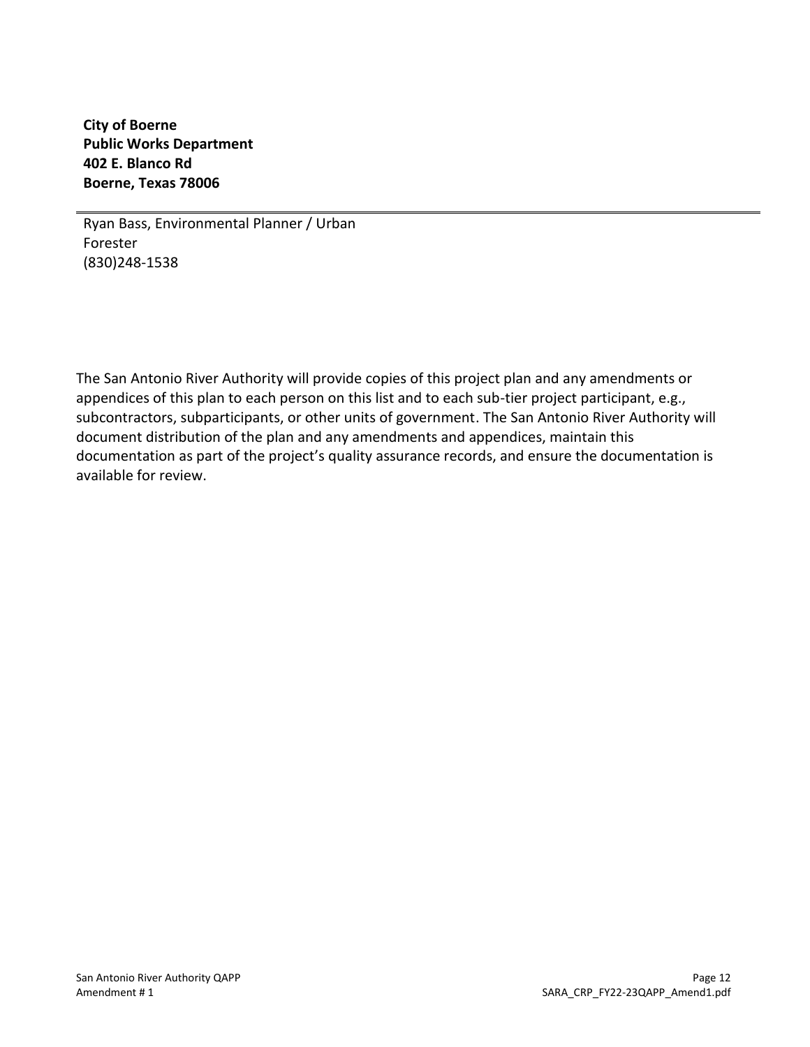**City of Boerne**
**Public Works Department**
**402 E. Blanco Rd**
**Boerne, Texas 78006**

---

Ryan Bass, Environmental Planner / Urban Forester
(830)248-1538

The San Antonio River Authority will provide copies of this project plan and any amendments or appendices of this plan to each person on this list and to each sub-tier project participant, e.g., subcontractors, subparticipants, or other units of government. The San Antonio River Authority will document distribution of the plan and any amendments and appendices, maintain this documentation as part of the project's quality assurance records, and ensure the documentation is available for review.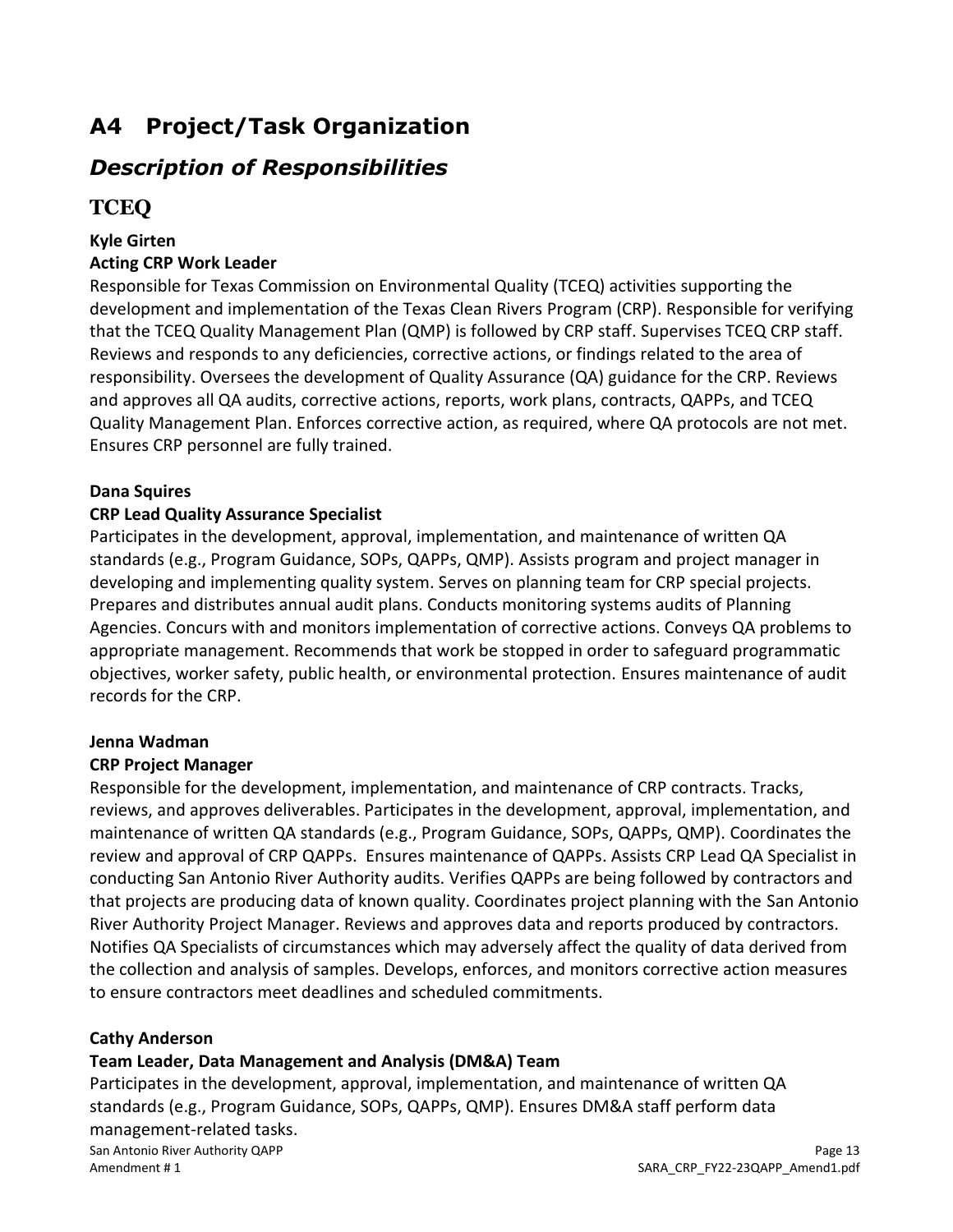## A4 Project/Task Organization

### *Description of Responsibilities*

### TCEQ

**Kyle Girten**
**Acting CRP Work Leader**
Responsible for Texas Commission on Environmental Quality (TCEQ) activities supporting the development and implementation of the Texas Clean Rivers Program (CRP). Responsible for verifying that the TCEQ Quality Management Plan (QMP) is followed by CRP staff. Supervises TCEQ CRP staff. Reviews and responds to any deficiencies, corrective actions, or findings related to the area of responsibility. Oversees the development of Quality Assurance (QA) guidance for the CRP. Reviews and approves all QA audits, corrective actions, reports, work plans, contracts, QAPPs, and TCEQ Quality Management Plan. Enforces corrective action, as required, where QA protocols are not met. Ensures CRP personnel are fully trained.

**Dana Squires**
**CRP Lead Quality Assurance Specialist**
Participates in the development, approval, implementation, and maintenance of written QA standards (e.g., Program Guidance, SOPs, QAPPs, QMP). Assists program and project manager in developing and implementing quality system. Serves on planning team for CRP special projects. Prepares and distributes annual audit plans. Conducts monitoring systems audits of Planning Agencies. Concurs with and monitors implementation of corrective actions. Conveys QA problems to appropriate management. Recommends that work be stopped in order to safeguard programmatic objectives, worker safety, public health, or environmental protection. Ensures maintenance of audit records for the CRP.

**Jenna Wadman**
**CRP Project Manager**
Responsible for the development, implementation, and maintenance of CRP contracts. Tracks, reviews, and approves deliverables. Participates in the development, approval, implementation, and maintenance of written QA standards (e.g., Program Guidance, SOPs, QAPPs, QMP). Coordinates the review and approval of CRP QAPPs. Ensures maintenance of QAPPs. Assists CRP Lead QA Specialist in conducting San Antonio River Authority audits. Verifies QAPPs are being followed by contractors and that projects are producing data of known quality. Coordinates project planning with the San Antonio River Authority Project Manager. Reviews and approves data and reports produced by contractors. Notifies QA Specialists of circumstances which may adversely affect the quality of data derived from the collection and analysis of samples. Develops, enforces, and monitors corrective action measures to ensure contractors meet deadlines and scheduled commitments.

**Cathy Anderson**
**Team Leader, Data Management and Analysis (DM&A) Team**
Participates in the development, approval, implementation, and maintenance of written QA standards (e.g., Program Guidance, SOPs, QAPPs, QMP). Ensures DM&A staff perform data management-related tasks.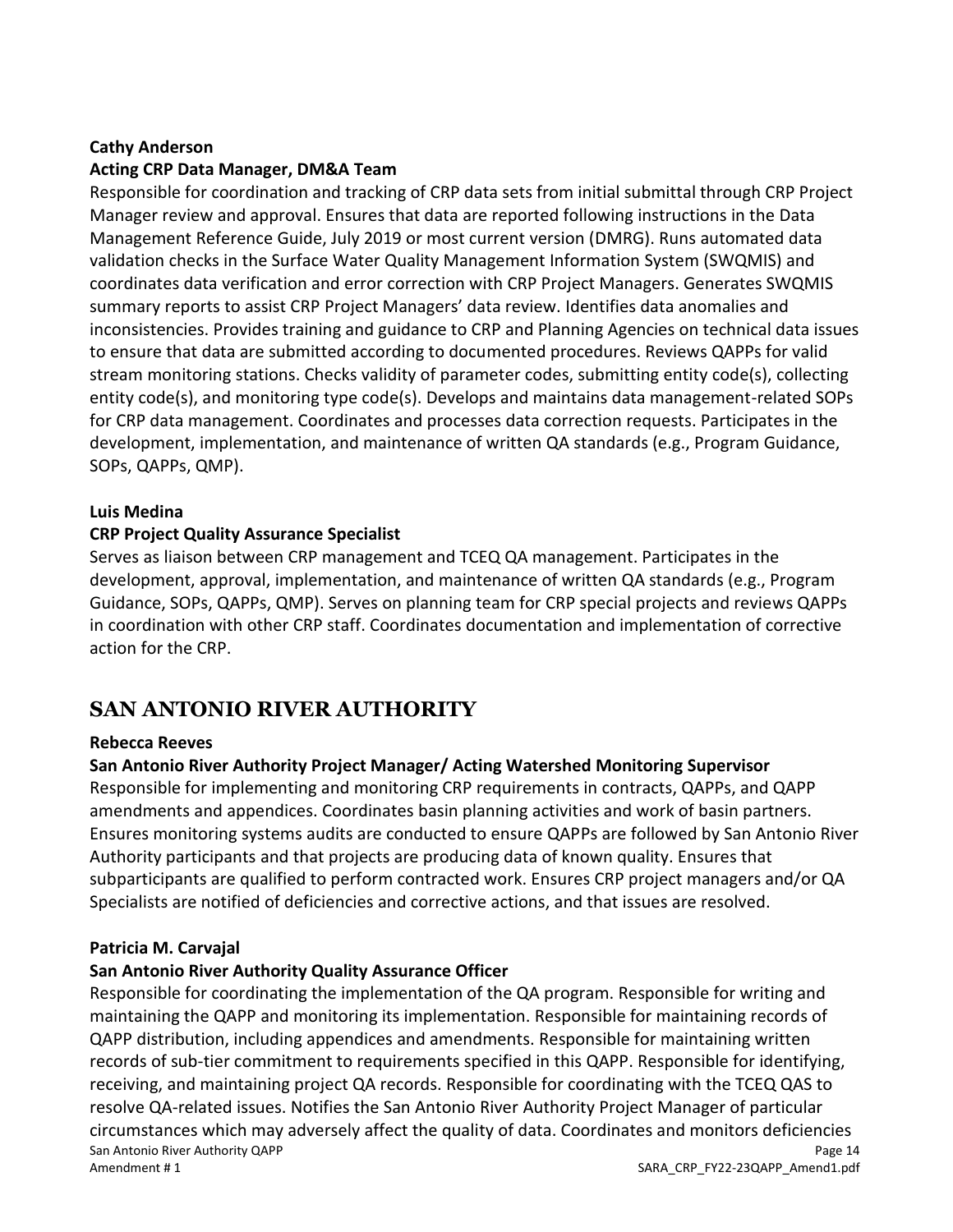**Cathy Anderson**

**Acting CRP Data Manager, DM&A Team**

Responsible for coordination and tracking of CRP data sets from initial submittal through CRP Project Manager review and approval. Ensures that data are reported following instructions in the Data Management Reference Guide, July 2019 or most current version (DMRG). Runs automated data validation checks in the Surface Water Quality Management Information System (SWQMIS) and coordinates data verification and error correction with CRP Project Managers. Generates SWQMIS summary reports to assist CRP Project Managers' data review. Identifies data anomalies and inconsistencies. Provides training and guidance to CRP and Planning Agencies on technical data issues to ensure that data are submitted according to documented procedures. Reviews QAPPs for valid stream monitoring stations. Checks validity of parameter codes, submitting entity code(s), collecting entity code(s), and monitoring type code(s). Develops and maintains data management-related SOPs for CRP data management. Coordinates and processes data correction requests. Participates in the development, implementation, and maintenance of written QA standards (e.g., Program Guidance, SOPs, QAPPs, QMP).

**Luis Medina**

**CRP Project Quality Assurance Specialist**

Serves as liaison between CRP management and TCEQ QA management. Participates in the development, approval, implementation, and maintenance of written QA standards (e.g., Program Guidance, SOPs, QAPPs, QMP). Serves on planning team for CRP special projects and reviews QAPPs in coordination with other CRP staff. Coordinates documentation and implementation of corrective action for the CRP.

## SAN ANTONIO RIVER AUTHORITY

**Rebecca Reeves**

**San Antonio River Authority Project Manager/ Acting Watershed Monitoring Supervisor**

Responsible for implementing and monitoring CRP requirements in contracts, QAPPs, and QAPP amendments and appendices. Coordinates basin planning activities and work of basin partners. Ensures monitoring systems audits are conducted to ensure QAPPs are followed by San Antonio River Authority participants and that projects are producing data of known quality. Ensures that subparticipants are qualified to perform contracted work. Ensures CRP project managers and/or QA Specialists are notified of deficiencies and corrective actions, and that issues are resolved.

**Patricia M. Carvajal**

**San Antonio River Authority Quality Assurance Officer**

Responsible for coordinating the implementation of the QA program. Responsible for writing and maintaining the QAPP and monitoring its implementation. Responsible for maintaining records of QAPP distribution, including appendices and amendments. Responsible for maintaining written records of sub-tier commitment to requirements specified in this QAPP. Responsible for identifying, receiving, and maintaining project QA records. Responsible for coordinating with the TCEQ QAS to resolve QA-related issues. Notifies the San Antonio River Authority Project Manager of particular circumstances which may adversely affect the quality of data. Coordinates and monitors deficiencies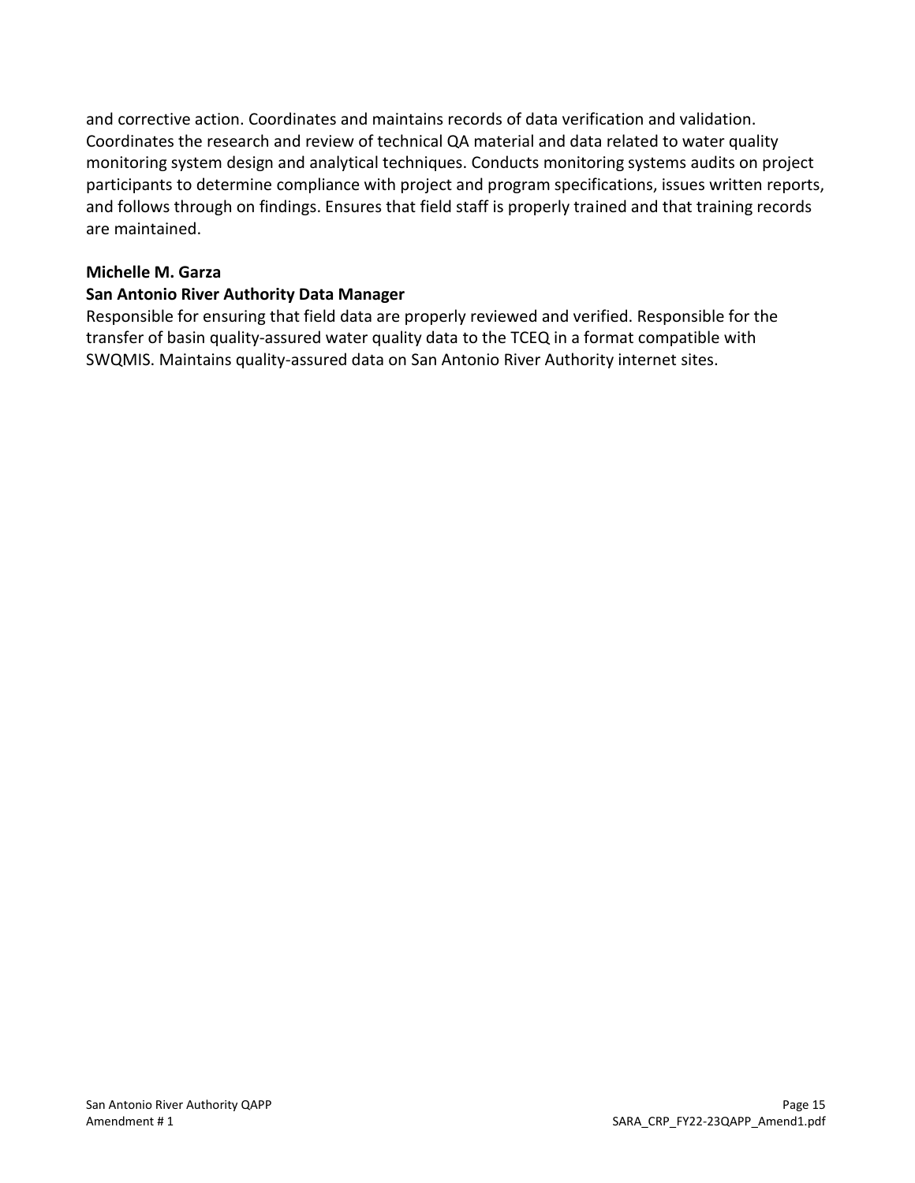and corrective action. Coordinates and maintains records of data verification and validation. Coordinates the research and review of technical QA material and data related to water quality monitoring system design and analytical techniques. Conducts monitoring systems audits on project participants to determine compliance with project and program specifications, issues written reports, and follows through on findings. Ensures that field staff is properly trained and that training records are maintained.

**Michelle M. Garza**
**San Antonio River Authority Data Manager**
Responsible for ensuring that field data are properly reviewed and verified. Responsible for the transfer of basin quality-assured water quality data to the TCEQ in a format compatible with SWQMIS. Maintains quality-assured data on San Antonio River Authority internet sites.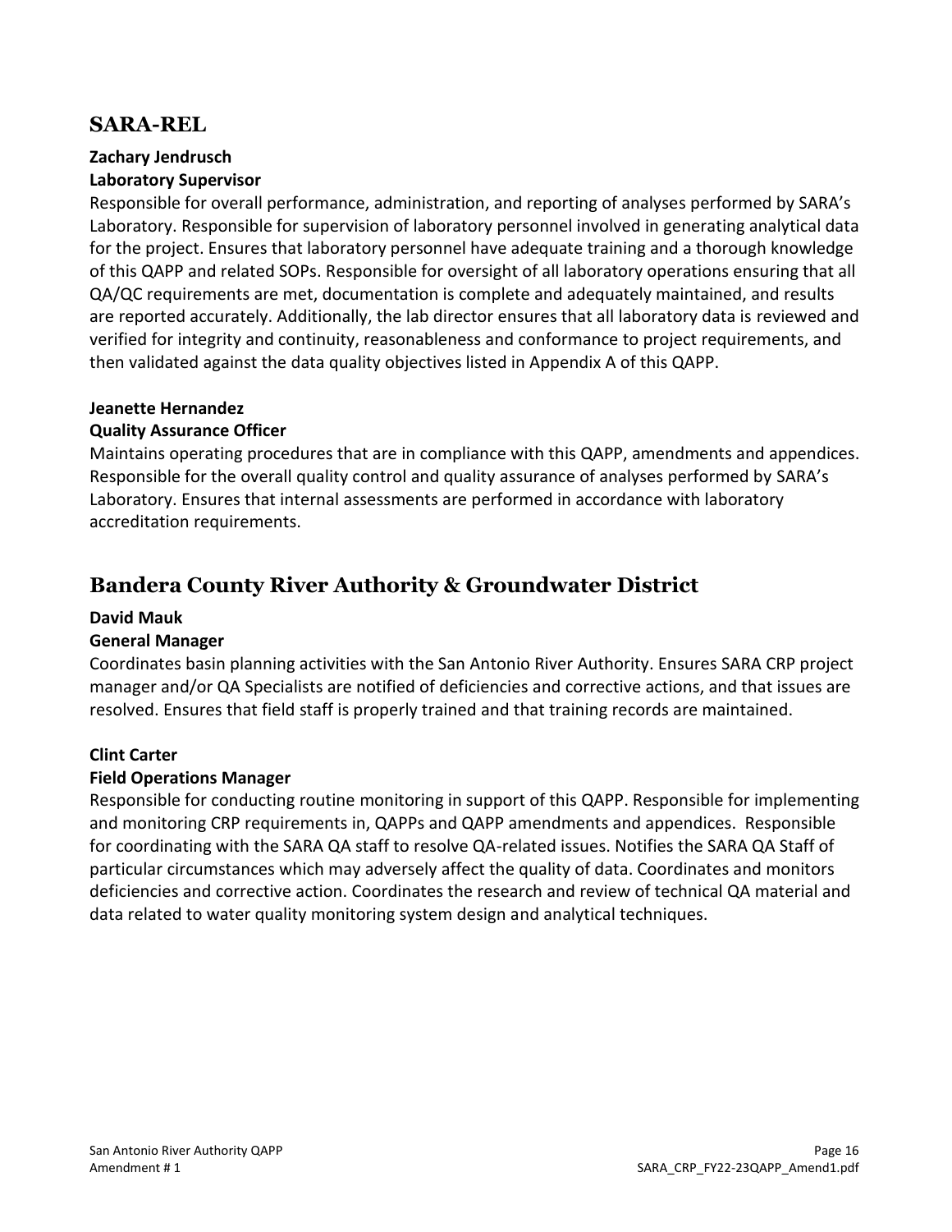## SARA-REL

**Zachary Jendrusch**
**Laboratory Supervisor**
Responsible for overall performance, administration, and reporting of analyses performed by SARA's Laboratory. Responsible for supervision of laboratory personnel involved in generating analytical data for the project. Ensures that laboratory personnel have adequate training and a thorough knowledge of this QAPP and related SOPs. Responsible for oversight of all laboratory operations ensuring that all QA/QC requirements are met, documentation is complete and adequately maintained, and results are reported accurately. Additionally, the lab director ensures that all laboratory data is reviewed and verified for integrity and continuity, reasonableness and conformance to project requirements, and then validated against the data quality objectives listed in Appendix A of this QAPP.

**Jeanette Hernandez**
**Quality Assurance Officer**
Maintains operating procedures that are in compliance with this QAPP, amendments and appendices. Responsible for the overall quality control and quality assurance of analyses performed by SARA's Laboratory. Ensures that internal assessments are performed in accordance with laboratory accreditation requirements.

## Bandera County River Authority & Groundwater District

**David Mauk**
**General Manager**
Coordinates basin planning activities with the San Antonio River Authority. Ensures SARA CRP project manager and/or QA Specialists are notified of deficiencies and corrective actions, and that issues are resolved. Ensures that field staff is properly trained and that training records are maintained.

**Clint Carter**
**Field Operations Manager**
Responsible for conducting routine monitoring in support of this QAPP. Responsible for implementing and monitoring CRP requirements in, QAPPs and QAPP amendments and appendices. Responsible for coordinating with the SARA QA staff to resolve QA-related issues. Notifies the SARA QA Staff of particular circumstances which may adversely affect the quality of data. Coordinates and monitors deficiencies and corrective action. Coordinates the research and review of technical QA material and data related to water quality monitoring system design and analytical techniques.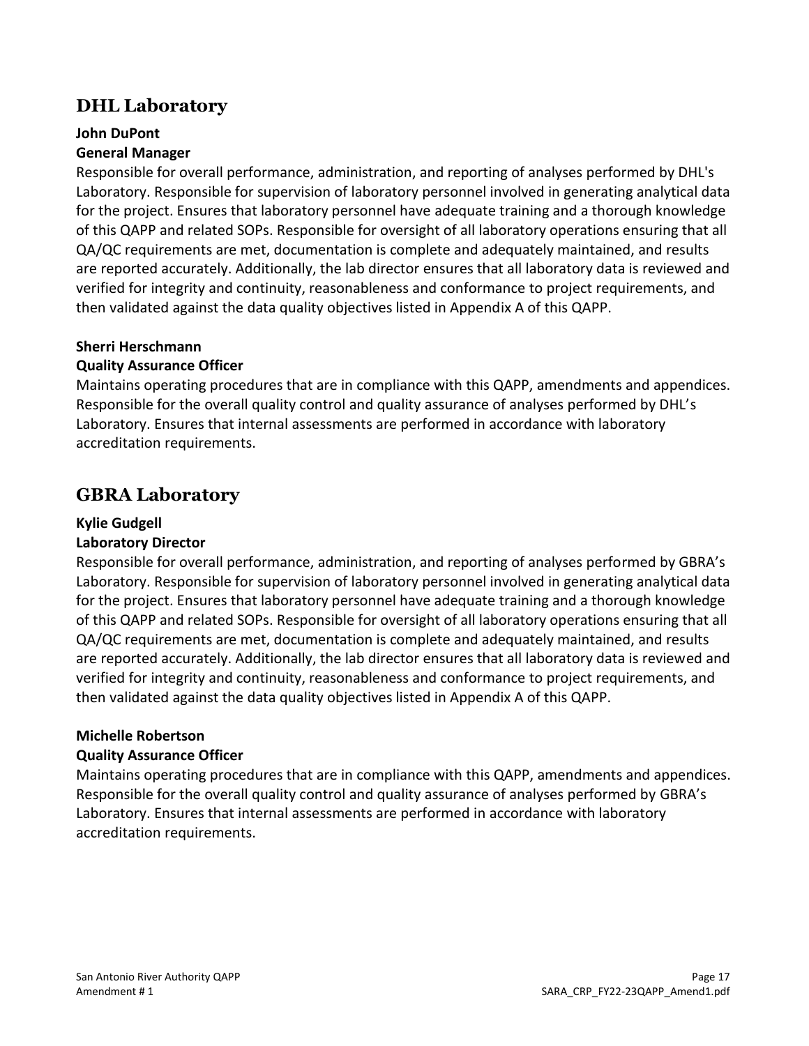## DHL Laboratory

**John DuPont**
**General Manager**

Responsible for overall performance, administration, and reporting of analyses performed by DHL's Laboratory. Responsible for supervision of laboratory personnel involved in generating analytical data for the project. Ensures that laboratory personnel have adequate training and a thorough knowledge of this QAPP and related SOPs. Responsible for oversight of all laboratory operations ensuring that all QA/QC requirements are met, documentation is complete and adequately maintained, and results are reported accurately. Additionally, the lab director ensures that all laboratory data is reviewed and verified for integrity and continuity, reasonableness and conformance to project requirements, and then validated against the data quality objectives listed in Appendix A of this QAPP.

**Sherri Herschmann**
**Quality Assurance Officer**

Maintains operating procedures that are in compliance with this QAPP, amendments and appendices. Responsible for the overall quality control and quality assurance of analyses performed by DHL's Laboratory. Ensures that internal assessments are performed in accordance with laboratory accreditation requirements.

## GBRA Laboratory

**Kylie Gudgell**
**Laboratory Director**

Responsible for overall performance, administration, and reporting of analyses performed by GBRA's Laboratory. Responsible for supervision of laboratory personnel involved in generating analytical data for the project. Ensures that laboratory personnel have adequate training and a thorough knowledge of this QAPP and related SOPs. Responsible for oversight of all laboratory operations ensuring that all QA/QC requirements are met, documentation is complete and adequately maintained, and results are reported accurately. Additionally, the lab director ensures that all laboratory data is reviewed and verified for integrity and continuity, reasonableness and conformance to project requirements, and then validated against the data quality objectives listed in Appendix A of this QAPP.

**Michelle Robertson**
**Quality Assurance Officer**

Maintains operating procedures that are in compliance with this QAPP, amendments and appendices. Responsible for the overall quality control and quality assurance of analyses performed by GBRA's Laboratory. Ensures that internal assessments are performed in accordance with laboratory accreditation requirements.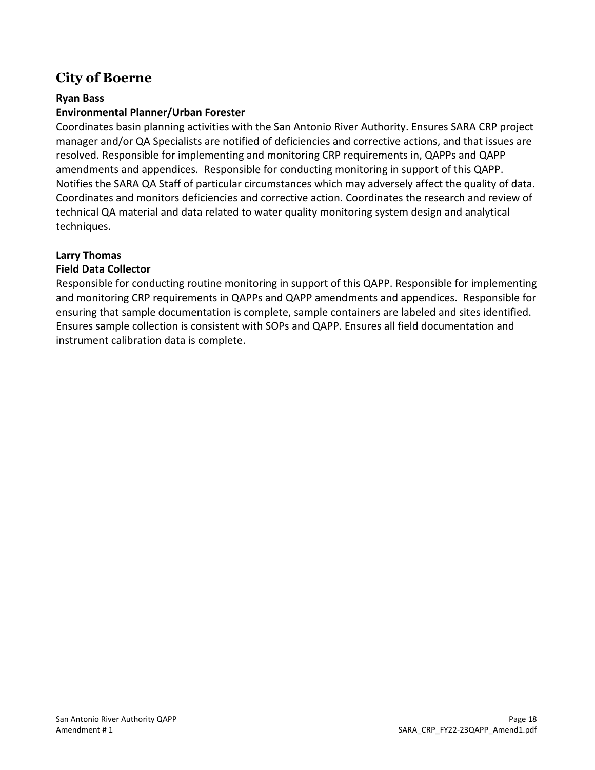## City of Boerne

**Ryan Bass**
**Environmental Planner/Urban Forester**

Coordinates basin planning activities with the San Antonio River Authority. Ensures SARA CRP project manager and/or QA Specialists are notified of deficiencies and corrective actions, and that issues are resolved. Responsible for implementing and monitoring CRP requirements in, QAPPs and QAPP amendments and appendices. Responsible for conducting monitoring in support of this QAPP. Notifies the SARA QA Staff of particular circumstances which may adversely affect the quality of data. Coordinates and monitors deficiencies and corrective action. Coordinates the research and review of technical QA material and data related to water quality monitoring system design and analytical techniques.

**Larry Thomas**
**Field Data Collector**

Responsible for conducting routine monitoring in support of this QAPP. Responsible for implementing and monitoring CRP requirements in QAPPs and QAPP amendments and appendices. Responsible for ensuring that sample documentation is complete, sample containers are labeled and sites identified. Ensures sample collection is consistent with SOPs and QAPP. Ensures all field documentation and instrument calibration data is complete.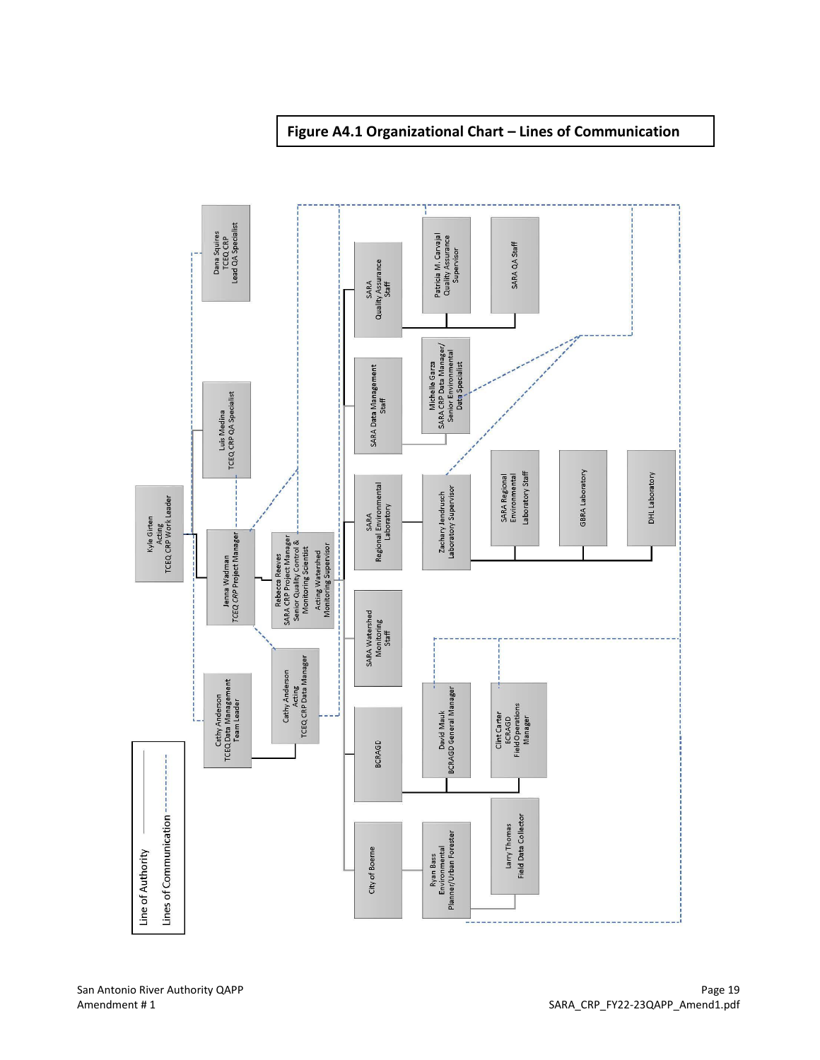**Figure A4.1 Organizational Chart – Lines of Communication**

Line of Authority

Lines of Communication

Kyle Girten
Acting
TCEQ CRP Work Leader

Dana Squires
TCEQ CRP
Lead QA Specialist

Luis Medina
TCEQ CRP QA Specialist

Jenna Wadman
*TCEQ CRP* Project Manager

Cathy Anderson
TCEQ Data Management
Team Leader

Cathy Anderson
Acting
TCEQ CRP Data Manager

Rebecca Reeves
SARA CRP Project Manager
Senior Quality Control &
Monitoring Scientist
Acting Watershed
Monitoring Supervisor

SARA
Quality Assurance
Staff

Patricia M. Carvajal
Quality Assurance
Supervisor

SARA QA Staff

SARA Data Management
Staff

Michelle Garza
SARA CRP Data Manager/
Senior Environmental
Data Specialist

SARA
Regional Environmental
Laboratory

Zachary Jendrusch
Laboratory Supervisor

SARA Regional
Environmental
Laboratory Staff

GBRA Laboratory

DHL Laboratory

SARA Watershed
Monitoring
Staff

BCRAGD

David Mauk
BCRAGD General Manager

Clint Carter
BCRAGD
Field Operations
Manager

City of Boerne

Ryan Bass
Environmental
Planner/Urban Forester

Larry Thomas
Field Data Collector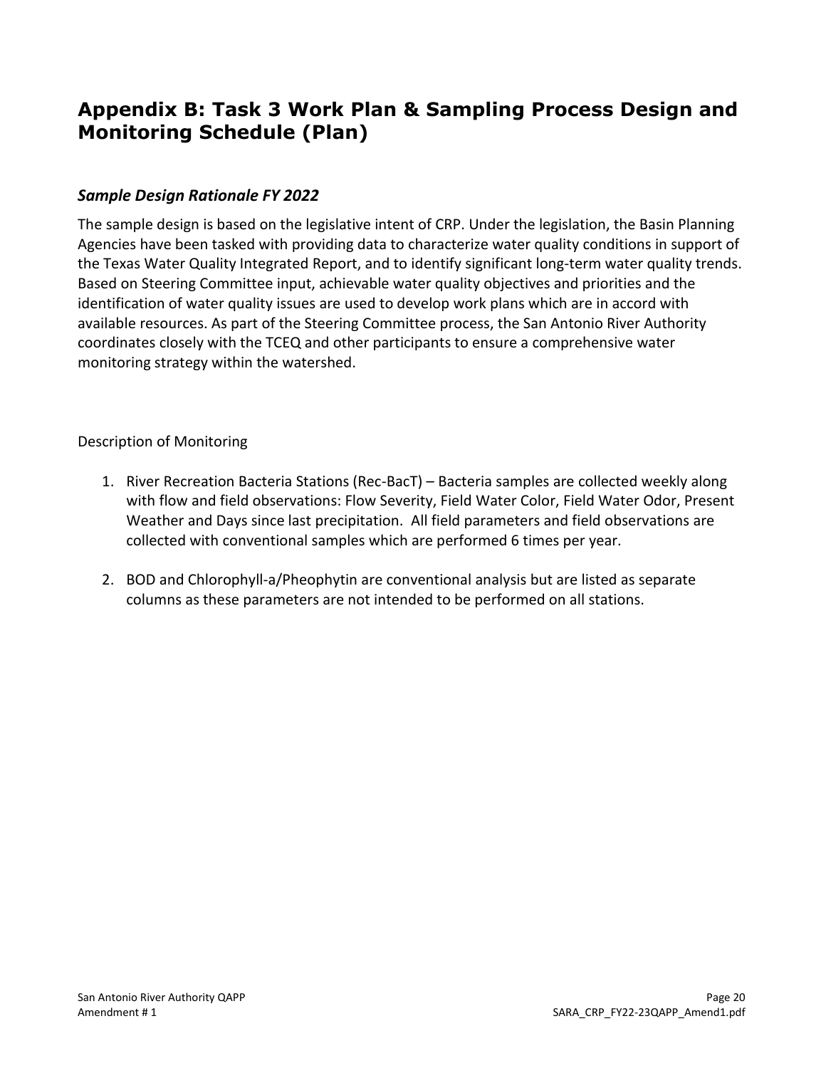# Appendix B: Task 3 Work Plan & Sampling Process Design and Monitoring Schedule (Plan)

### *Sample Design Rationale FY 2022*

The sample design is based on the legislative intent of CRP. Under the legislation, the Basin Planning Agencies have been tasked with providing data to characterize water quality conditions in support of the Texas Water Quality Integrated Report, and to identify significant long-term water quality trends. Based on Steering Committee input, achievable water quality objectives and priorities and the identification of water quality issues are used to develop work plans which are in accord with available resources. As part of the Steering Committee process, the San Antonio River Authority coordinates closely with the TCEQ and other participants to ensure a comprehensive water monitoring strategy within the watershed.

Description of Monitoring

1. River Recreation Bacteria Stations (Rec-BacT) – Bacteria samples are collected weekly along with flow and field observations: Flow Severity, Field Water Color, Field Water Odor, Present Weather and Days since last precipitation. All field parameters and field observations are collected with conventional samples which are performed 6 times per year.

2. BOD and Chlorophyll-a/Pheophytin are conventional analysis but are listed as separate columns as these parameters are not intended to be performed on all stations.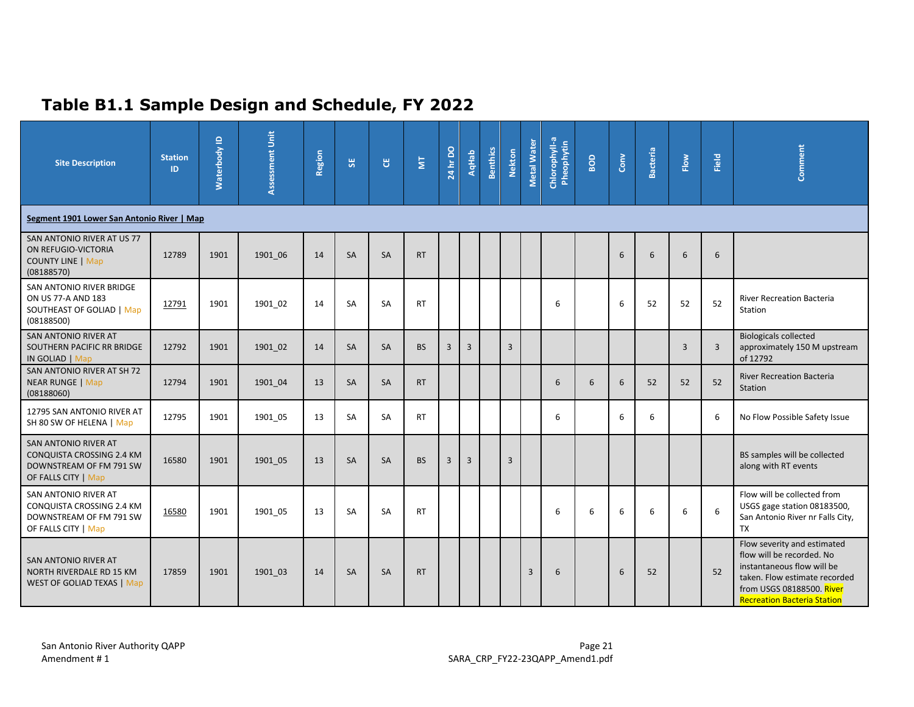# Table B1.1 Sample Design and Schedule, FY 2022

| Site Description | Station ID | Waterbody ID | Assessment Unit | Region | SE | CE | MT | 24 hr DO | AqHab | Benthics | Nekton | Metal Water | Chlorophyll-a Pheophytin | BOD | Conv | Bacteria | Flow | Field | Comment |
|---|---|---|---|---|---|---|---|---|---|---|---|---|---|---|---|---|---|---|---|
| **Segment 1901 Lower San Antonio River \| Map** | | | | | | | | | | | | | | | | | | | |
| SAN ANTONIO RIVER AT US 77 ON REFUGIO-VICTORIA COUNTY LINE \| Map (08188570) | 12789 | 1901 | 1901_06 | 14 | SA | SA | RT | | | | | | | | 6 | 6 | 6 | 6 | |
| SAN ANTONIO RIVER BRIDGE ON US 77-A AND 183 SOUTHEAST OF GOLIAD \| Map (08188500) | 12791 | 1901 | 1901_02 | 14 | SA | SA | RT | | | | | | 6 | | 6 | 52 | 52 | 52 | River Recreation Bacteria Station |
| SAN ANTONIO RIVER AT SOUTHERN PACIFIC RR BRIDGE IN GOLIAD \| Map | 12792 | 1901 | 1901_02 | 14 | SA | SA | BS | 3 | 3 | | 3 | | | | | | 3 | 3 | Biologicals collected approximately 150 M upstream of 12792 |
| SAN ANTONIO RIVER AT SH 72 NEAR RUNGE \| Map (08188060) | 12794 | 1901 | 1901_04 | 13 | SA | SA | RT | | | | | | 6 | 6 | 6 | 52 | 52 | 52 | River Recreation Bacteria Station |
| 12795 SAN ANTONIO RIVER AT SH 80 SW OF HELENA \| Map | 12795 | 1901 | 1901_05 | 13 | SA | SA | RT | | | | | | 6 | | 6 | 6 | | 6 | No Flow Possible Safety Issue |
| SAN ANTONIO RIVER AT CONQUISTA CROSSING 2.4 KM DOWNSTREAM OF FM 791 SW OF FALLS CITY \| Map | 16580 | 1901 | 1901_05 | 13 | SA | SA | BS | 3 | 3 | | 3 | | | | | | | | BS samples will be collected along with RT events |
| SAN ANTONIO RIVER AT CONQUISTA CROSSING 2.4 KM DOWNSTREAM OF FM 791 SW OF FALLS CITY \| Map | 16580 | 1901 | 1901_05 | 13 | SA | SA | RT | | | | | | 6 | 6 | 6 | 6 | 6 | 6 | Flow will be collected from USGS gage station 08183500, San Antonio River nr Falls City, TX |
| SAN ANTONIO RIVER AT NORTH RIVERDALE RD 15 KM WEST OF GOLIAD TEXAS \| Map | 17859 | 1901 | 1901_03 | 14 | SA | SA | RT | | | | | 3 | 6 | | 6 | 52 | | 52 | Flow severity and estimated flow will be recorded. No instantaneous flow will be taken. Flow estimate recorded from USGS 08188500. River Recreation Bacteria Station |

San Antonio River Authority QAPP
Amendment # 1

SARA_CRP_FY22-23QAPP_Amend1.pdf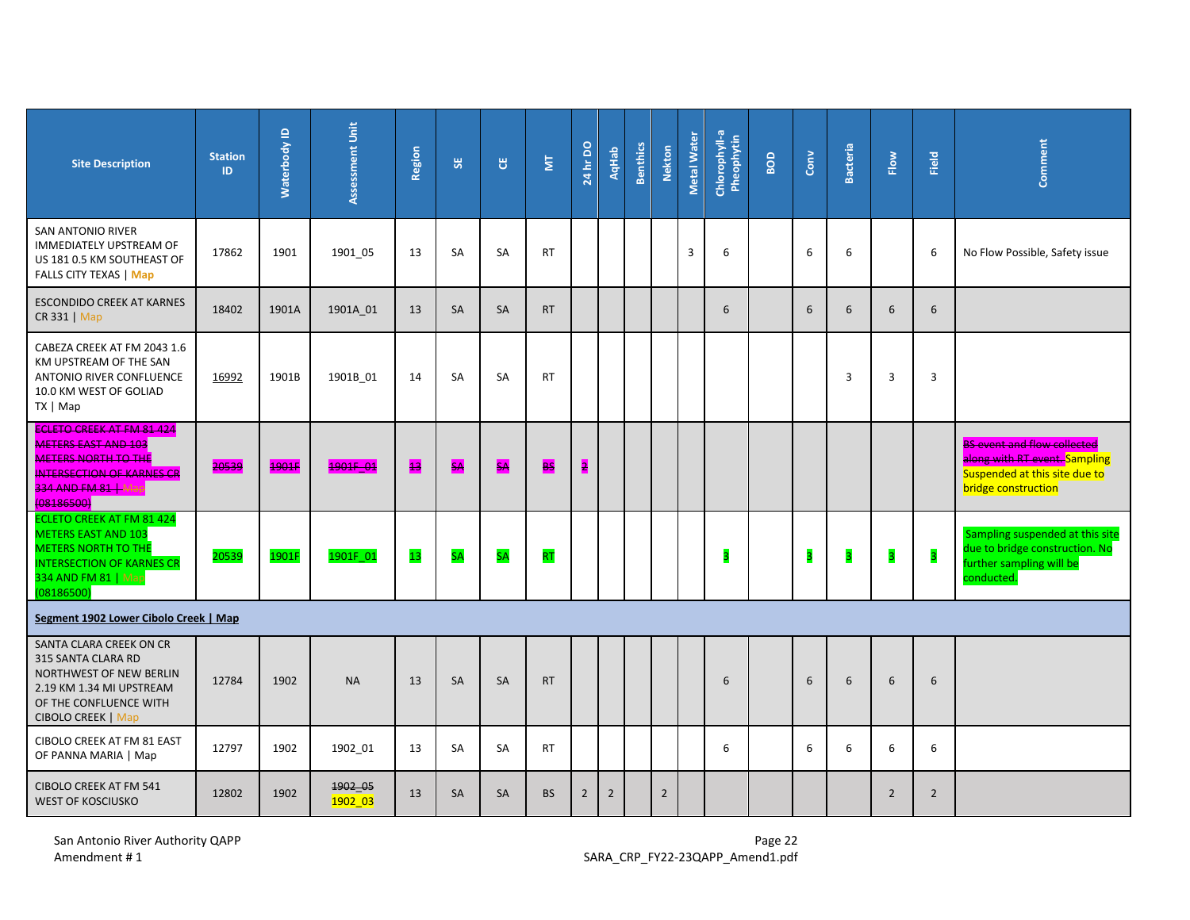| Site Description | Station ID | Waterbody ID | Assessment Unit | Region | SE | CE | MT | 24 hr DO | AqHab | Benthics | Nekton | Metal Water | Chlorophyll-a Pheophytin | BOD | Conv | Bacteria | Flow | Field | Comment |
|---|---|---|---|---|---|---|---|---|---|---|---|---|---|---|---|---|---|---|---|
| SAN ANTONIO RIVER IMMEDIATELY UPSTREAM OF US 181 0.5 KM SOUTHEAST OF FALLS CITY TEXAS \| Map | 17862 | 1901 | 1901_05 | 13 | SA | SA | RT | | | | | 3 | 6 | | 6 | 6 | | 6 | No Flow Possible, Safety issue |
| ESCONDIDO CREEK AT KARNES CR 331 \| Map | 18402 | 1901A | 1901A_01 | 13 | SA | SA | RT | | | | | | 6 | | 6 | 6 | 6 | 6 | |
| CABEZA CREEK AT FM 2043 1.6 KM UPSTREAM OF THE SAN ANTONIO RIVER CONFLUENCE 10.0 KM WEST OF GOLIAD TX \| Map | 16992 | 1901B | 1901B_01 | 14 | SA | SA | RT | | | | | | | | | 3 | 3 | 3 | |
| ~~ECLETO CREEK AT FM 81 424 METERS EAST AND 103 METERS NORTH TO THE INTERSECTION OF KARNES CR 334 AND FM 81 \| Map (08186500)~~ | ~~20539~~ | ~~1901F~~ | ~~1901F_01~~ | ~~13~~ | ~~SA~~ | ~~SA~~ | ~~BS~~ | ~~2~~ | | | | | | | | | | | ~~BS event and flow collected along with RT event.~~ Sampling Suspended at this site due to bridge construction |
| ECLETO CREEK AT FM 81 424 METERS EAST AND 103 METERS NORTH TO THE INTERSECTION OF KARNES CR 334 AND FM 81 \| Map (08186500) | 20539 | 1901F | 1901F_01 | 13 | SA | SA | RT | | | | | | 3 | | 3 | 3 | 3 | 3 | Sampling suspended at this site due to bridge construction. No further sampling will be conducted. |
| **Segment 1902 Lower Cibolo Creek \| Map** | | | | | | | | | | | | | | | | | | | |
| SANTA CLARA CREEK ON CR 315 SANTA CLARA RD NORTHWEST OF NEW BERLIN 2.19 KM 1.34 MI UPSTREAM OF THE CONFLUENCE WITH CIBOLO CREEK \| Map | 12784 | 1902 | NA | 13 | SA | SA | RT | | | | | | 6 | | 6 | 6 | 6 | 6 | |
| CIBOLO CREEK AT FM 81 EAST OF PANNA MARIA \| Map | 12797 | 1902 | 1902_01 | 13 | SA | SA | RT | | | | | | 6 | | 6 | 6 | 6 | 6 | |
| CIBOLO CREEK AT FM 541 WEST OF KOSCIUSKO | 12802 | 1902 | ~~1902_05~~ 1902_03 | 13 | SA | SA | BS | 2 | 2 | | 2 | | | | | | 2 | 2 | |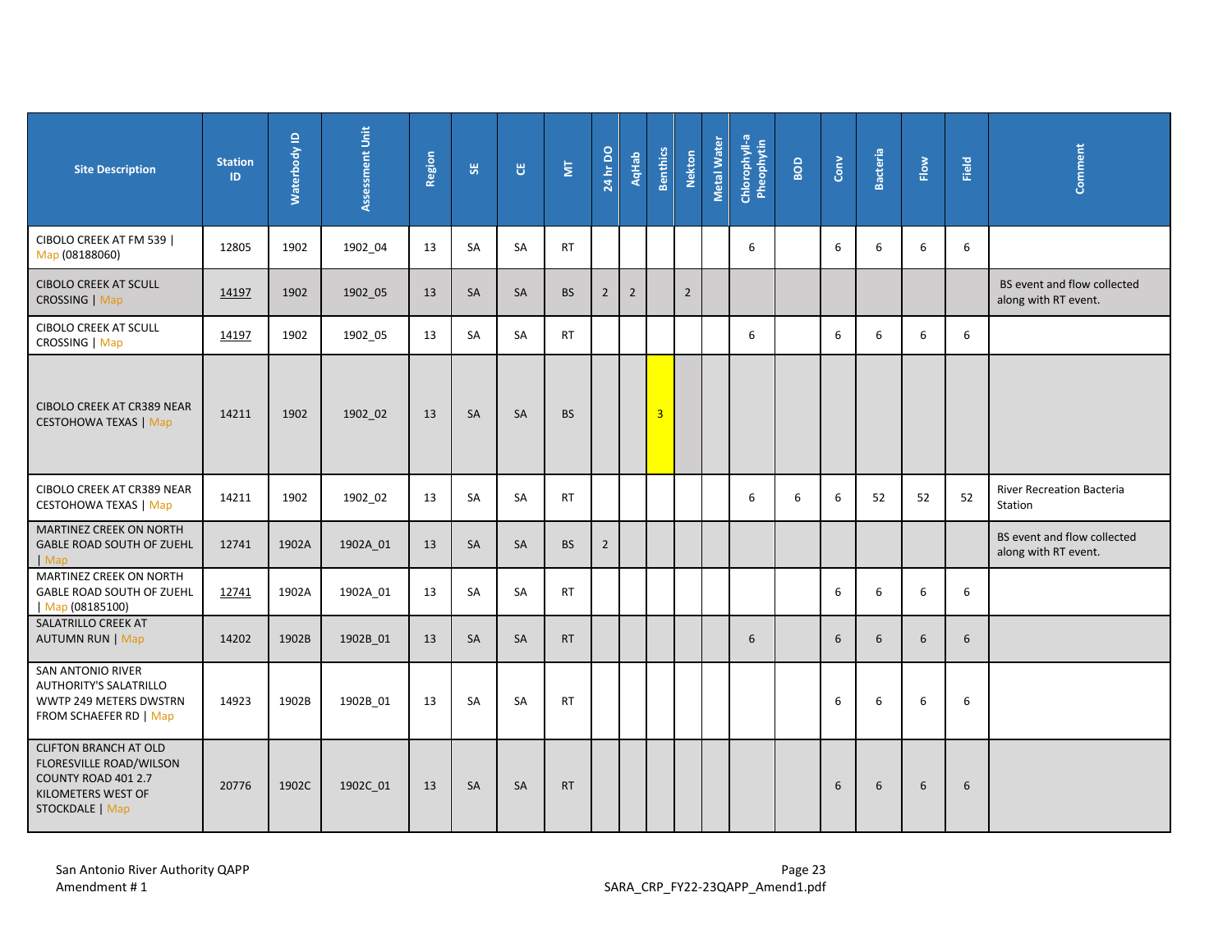| Site Description | Station ID | Waterbody ID | Assessment Unit | Region | SE | CE | MT | 24 hr DO | AqHab | Benthics | Nekton | Metal Water | Chlorophyll-a Pheophytin | BOD | Conv | Bacteria | Flow | Field | Comment |
|---|---|---|---|---|---|---|---|---|---|---|---|---|---|---|---|---|---|---|---|
| CIBOLO CREEK AT FM 539 \| Map (08188060) | 12805 | 1902 | 1902_04 | 13 | SA | SA | RT | | | | | | 6 | | 6 | 6 | 6 | 6 | |
| CIBOLO CREEK AT SCULL CROSSING \| Map | 14197 | 1902 | 1902_05 | 13 | SA | SA | BS | 2 | 2 | | 2 | | | | | | | | BS event and flow collected along with RT event. |
| CIBOLO CREEK AT SCULL CROSSING \| Map | 14197 | 1902 | 1902_05 | 13 | SA | SA | RT | | | | | | 6 | | 6 | 6 | 6 | 6 | |
| CIBOLO CREEK AT CR389 NEAR CESTOHOWA TEXAS \| Map | 14211 | 1902 | 1902_02 | 13 | SA | SA | BS | | | 3 | | | | | | | | | |
| CIBOLO CREEK AT CR389 NEAR CESTOHOWA TEXAS \| Map | 14211 | 1902 | 1902_02 | 13 | SA | SA | RT | | | | | | 6 | 6 | 6 | 52 | 52 | 52 | River Recreation Bacteria Station |
| MARTINEZ CREEK ON NORTH GABLE ROAD SOUTH OF ZUEHL \| Map | 12741 | 1902A | 1902A_01 | 13 | SA | SA | BS | 2 | | | | | | | | | | | BS event and flow collected along with RT event. |
| MARTINEZ CREEK ON NORTH GABLE ROAD SOUTH OF ZUEHL \| Map (08185100) | 12741 | 1902A | 1902A_01 | 13 | SA | SA | RT | | | | | | | | 6 | 6 | 6 | 6 | |
| SALATRILLO CREEK AT AUTUMN RUN \| Map | 14202 | 1902B | 1902B_01 | 13 | SA | SA | RT | | | | | | 6 | | 6 | 6 | 6 | 6 | |
| SAN ANTONIO RIVER AUTHORITY'S SALATRILLO WWTP 249 METERS DWSTRN FROM SCHAEFER RD \| Map | 14923 | 1902B | 1902B_01 | 13 | SA | SA | RT | | | | | | | | 6 | 6 | 6 | 6 | |
| CLIFTON BRANCH AT OLD FLORESVILLE ROAD/WILSON COUNTY ROAD 401 2.7 KILOMETERS WEST OF STOCKDALE \| Map | 20776 | 1902C | 1902C_01 | 13 | SA | SA | RT | | | | | | | | 6 | 6 | 6 | 6 | |

San Antonio River Authority QAPP
Amendment # 1

SARA_CRP_FY22-23QAPP_Amend1.pdf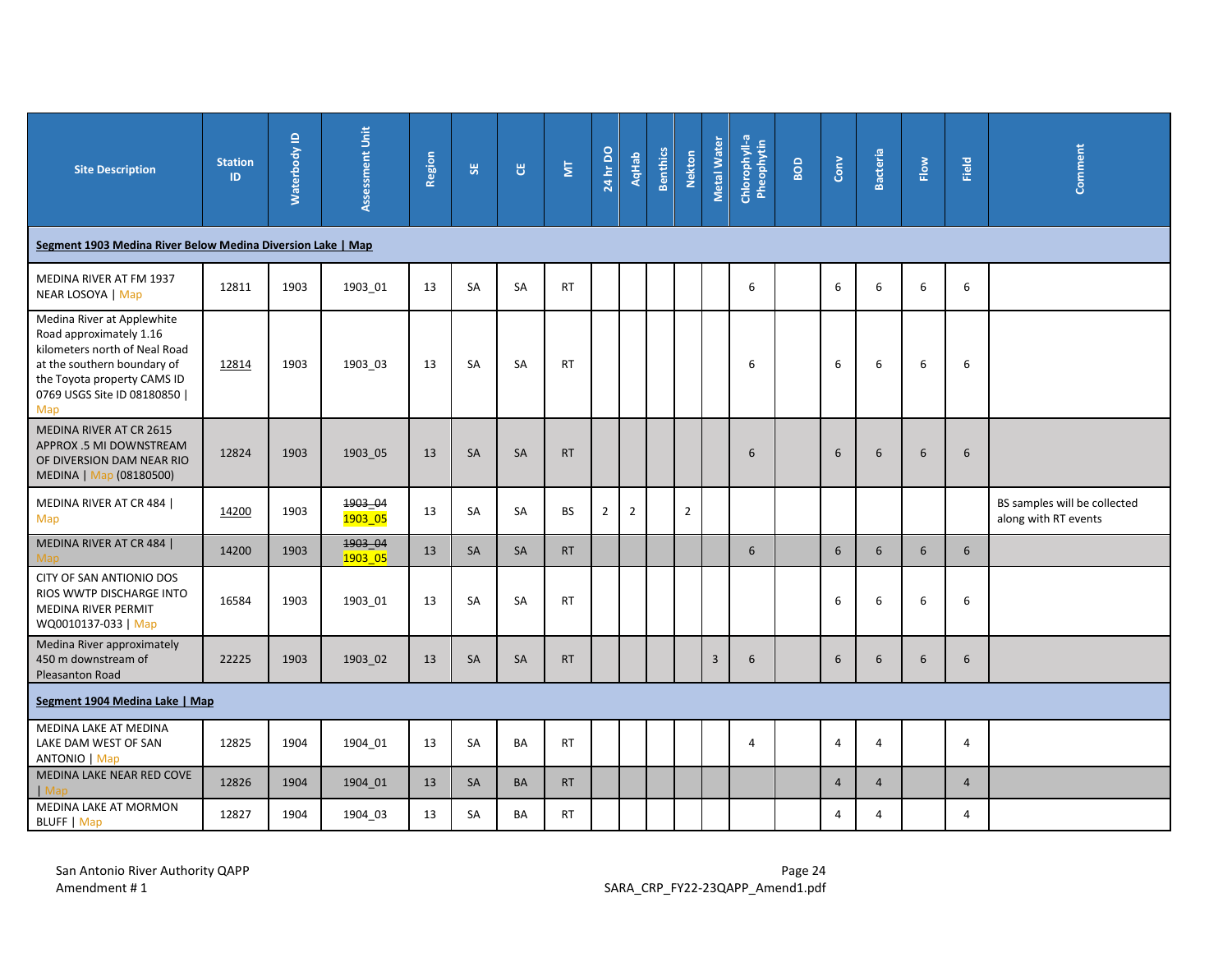| Site Description | Station ID | Waterbody ID | Assessment Unit | Region | SE | CE | MT | 24 hr DO | AqHab | Benthics | Nekton | Metal Water | Chlorophyll-a Pheophytin | BOD | Conv | Bacteria | Flow | Field | Comment |
|---|---|---|---|---|---|---|---|---|---|---|---|---|---|---|---|---|---|---|---|
| **Segment 1903 Medina River Below Medina Diversion Lake \| Map** | | | | | | | | | | | | | | | | | | | |
| MEDINA RIVER AT FM 1937 NEAR LOSOYA \| Map | 12811 | 1903 | 1903_01 | 13 | SA | SA | RT | | | | | | 6 | | 6 | 6 | 6 | 6 | |
| Medina River at Applewhite Road approximately 1.16 kilometers north of Neal Road at the southern boundary of the Toyota property CAMS ID 0769 USGS Site ID 08180850 \| Map | 12814 | 1903 | 1903_03 | 13 | SA | SA | RT | | | | | | 6 | | 6 | 6 | 6 | 6 | |
| MEDINA RIVER AT CR 2615 APPROX .5 MI DOWNSTREAM OF DIVERSION DAM NEAR RIO MEDINA \| Map (08180500) | 12824 | 1903 | 1903_05 | 13 | SA | SA | RT | | | | | | 6 | | 6 | 6 | 6 | 6 | |
| MEDINA RIVER AT CR 484 \| Map | 14200 | 1903 | ~~1903_04~~ 1903_05 | 13 | SA | SA | BS | 2 | 2 | | 2 | | | | | | | | BS samples will be collected along with RT events |
| MEDINA RIVER AT CR 484 \| Map | 14200 | 1903 | ~~1903_04~~ 1903_05 | 13 | SA | SA | RT | | | | | | 6 | | 6 | 6 | 6 | 6 | |
| CITY OF SAN ANTONIO DOS RIOS WWTP DISCHARGE INTO MEDINA RIVER PERMIT WQ0010137-033 \| Map | 16584 | 1903 | 1903_01 | 13 | SA | SA | RT | | | | | | | | 6 | 6 | 6 | 6 | |
| Medina River approximately 450 m downstream of Pleasanton Road | 22225 | 1903 | 1903_02 | 13 | SA | SA | RT | | | | | 3 | 6 | | 6 | 6 | 6 | 6 | |
| **Segment 1904 Medina Lake \| Map** | | | | | | | | | | | | | | | | | | | |
| MEDINA LAKE AT MEDINA LAKE DAM WEST OF SAN ANTONIO \| Map | 12825 | 1904 | 1904_01 | 13 | SA | BA | RT | | | | | | 4 | | 4 | 4 | | 4 | |
| MEDINA LAKE NEAR RED COVE \| Map | 12826 | 1904 | 1904_01 | 13 | SA | BA | RT | | | | | | | | 4 | 4 | | 4 | |
| MEDINA LAKE AT MORMON BLUFF \| Map | 12827 | 1904 | 1904_03 | 13 | SA | BA | RT | | | | | | | | 4 | 4 | | 4 | |

San Antonio River Authority QAPP
Amendment # 1

SARA_CRP_FY22-23QAPP_Amend1.pdf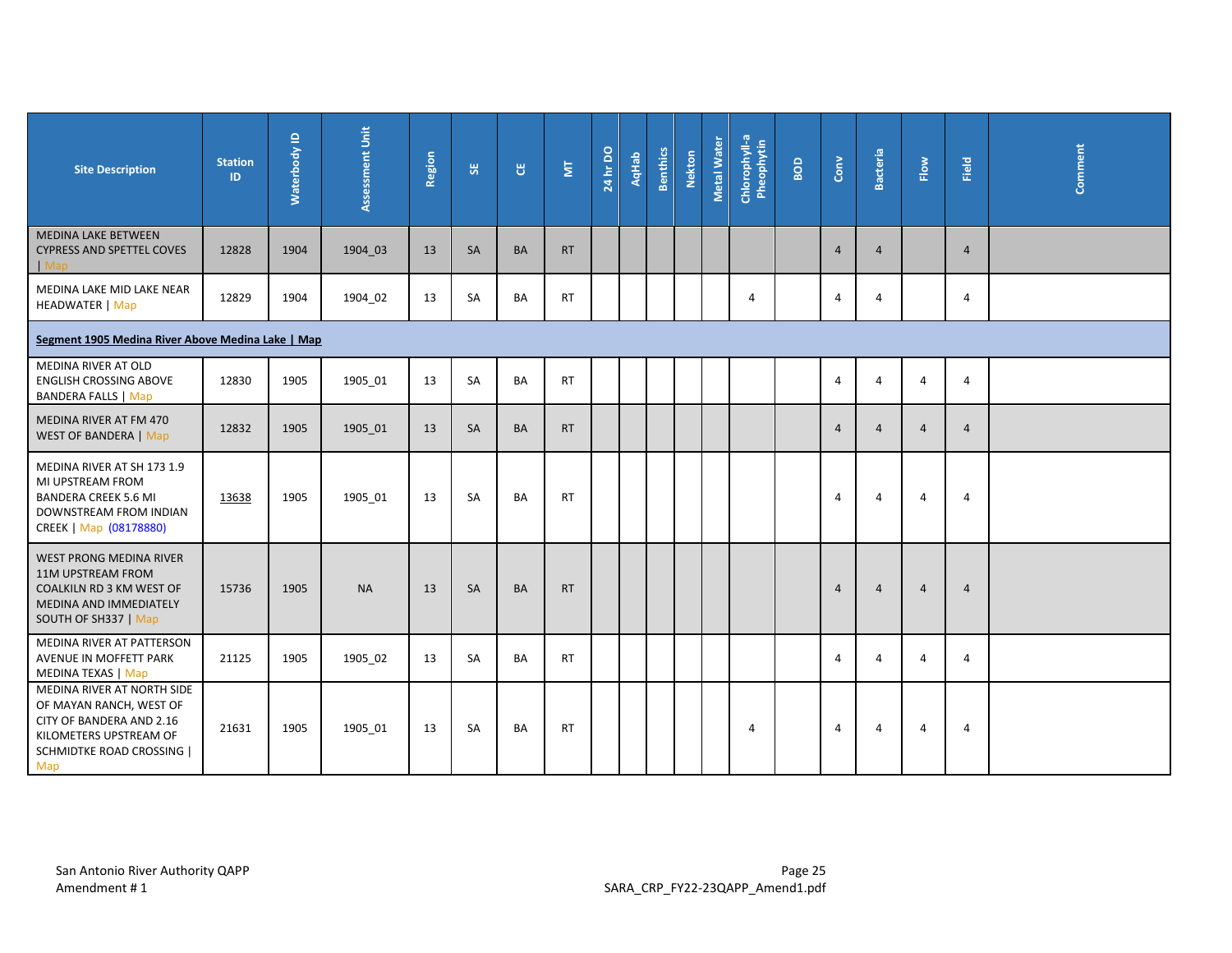| Site Description | Station ID | Waterbody ID | Assessment Unit | Region | SE | CE | MT | 24 hr DO | AqHab | Benthics | Nekton | Metal Water | Chlorophyll-a Pheophytin | BOD | Conv | Bacteria | Flow | Field | Comment |
|---|---|---|---|---|---|---|---|---|---|---|---|---|---|---|---|---|---|---|---|
| MEDINA LAKE BETWEEN CYPRESS AND SPETTEL COVES \| Map | 12828 | 1904 | 1904_03 | 13 | SA | BA | RT | | | | | | | | 4 | 4 | | 4 | |
| MEDINA LAKE MID LAKE NEAR HEADWATER \| Map | 12829 | 1904 | 1904_02 | 13 | SA | BA | RT | | | | | | 4 | | 4 | 4 | | 4 | |
| **Segment 1905 Medina River Above Medina Lake \| Map** | | | | | | | | | | | | | | | | | | | |
| MEDINA RIVER AT OLD ENGLISH CROSSING ABOVE BANDERA FALLS \| Map | 12830 | 1905 | 1905_01 | 13 | SA | BA | RT | | | | | | | | 4 | 4 | 4 | 4 | |
| MEDINA RIVER AT FM 470 WEST OF BANDERA \| Map | 12832 | 1905 | 1905_01 | 13 | SA | BA | RT | | | | | | | | 4 | 4 | 4 | 4 | |
| MEDINA RIVER AT SH 173 1.9 MI UPSTREAM FROM BANDERA CREEK 5.6 MI DOWNSTREAM FROM INDIAN CREEK \| Map (08178880) | 13638 | 1905 | 1905_01 | 13 | SA | BA | RT | | | | | | | | 4 | 4 | 4 | 4 | |
| WEST PRONG MEDINA RIVER 11M UPSTREAM FROM COALKILN RD 3 KM WEST OF MEDINA AND IMMEDIATELY SOUTH OF SH337 \| Map | 15736 | 1905 | NA | 13 | SA | BA | RT | | | | | | | | 4 | 4 | 4 | 4 | |
| MEDINA RIVER AT PATTERSON AVENUE IN MOFFETT PARK MEDINA TEXAS \| Map | 21125 | 1905 | 1905_02 | 13 | SA | BA | RT | | | | | | | | 4 | 4 | 4 | 4 | |
| MEDINA RIVER AT NORTH SIDE OF MAYAN RANCH, WEST OF CITY OF BANDERA AND 2.16 KILOMETERS UPSTREAM OF SCHMIDTKE ROAD CROSSING \| Map | 21631 | 1905 | 1905_01 | 13 | SA | BA | RT | | | | | | 4 | | 4 | 4 | 4 | 4 | |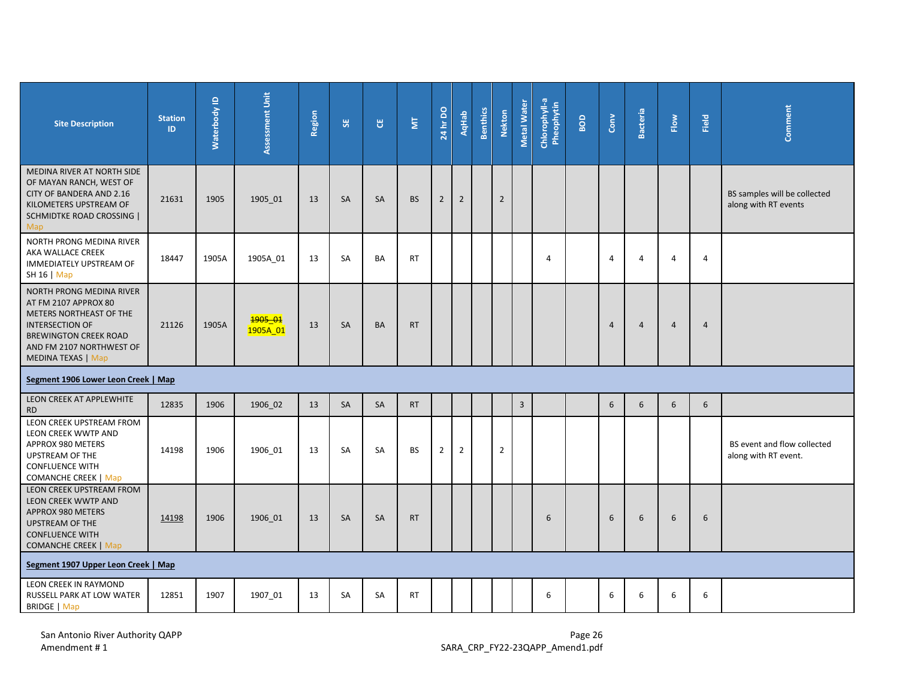| Site Description | Station ID | Waterbody ID | Assessment Unit | Region | SE | CE | MT | 24 hr DO | AqHab | Benthics | Nekton | Metal Water | Chlorophyll-a Pheophytin | BOD | Conv | Bacteria | Flow | Field | Comment |
|---|---|---|---|---|---|---|---|---|---|---|---|---|---|---|---|---|---|---|---|
| MEDINA RIVER AT NORTH SIDE OF MAYAN RANCH, WEST OF CITY OF BANDERA AND 2.16 KILOMETERS UPSTREAM OF SCHMIDTKE ROAD CROSSING \| Map | 21631 | 1905 | 1905_01 | 13 | SA | SA | BS | 2 | 2 | | 2 | | | | | | | | BS samples will be collected along with RT events |
| NORTH PRONG MEDINA RIVER AKA WALLACE CREEK IMMEDIATELY UPSTREAM OF SH 16 \| Map | 18447 | 1905A | 1905A_01 | 13 | SA | BA | RT | | | | | | 4 | | 4 | 4 | 4 | 4 | |
| NORTH PRONG MEDINA RIVER AT FM 2107 APPROX 80 METERS NORTHEAST OF THE INTERSECTION OF BREWINGTON CREEK ROAD AND FM 2107 NORTHWEST OF MEDINA TEXAS \| Map | 21126 | 1905A | ~~1905_01~~ 1905A_01 | 13 | SA | BA | RT | | | | | | | | 4 | 4 | 4 | 4 | |
| **Segment 1906 Lower Leon Creek \| Map** | | | | | | | | | | | | | | | | | | | |
| LEON CREEK AT APPLEWHITE RD | 12835 | 1906 | 1906_02 | 13 | SA | SA | RT | | | | | 3 | | | 6 | 6 | 6 | 6 | |
| LEON CREEK UPSTREAM FROM LEON CREEK WWTP AND APPROX 980 METERS UPSTREAM OF THE CONFLUENCE WITH COMANCHE CREEK \| Map | 14198 | 1906 | 1906_01 | 13 | SA | SA | BS | 2 | 2 | | 2 | | | | | | | | BS event and flow collected along with RT event. |
| LEON CREEK UPSTREAM FROM LEON CREEK WWTP AND APPROX 980 METERS UPSTREAM OF THE CONFLUENCE WITH COMANCHE CREEK \| Map | 14198 | 1906 | 1906_01 | 13 | SA | SA | RT | | | | | | 6 | | 6 | 6 | 6 | 6 | |
| **Segment 1907 Upper Leon Creek \| Map** | | | | | | | | | | | | | | | | | | | |
| LEON CREEK IN RAYMOND RUSSELL PARK AT LOW WATER BRIDGE \| Map | 12851 | 1907 | 1907_01 | 13 | SA | SA | RT | | | | | | 6 | | 6 | 6 | 6 | 6 | |

San Antonio River Authority QAPP
Amendment # 1

SARA_CRP_FY22-23QAPP_Amend1.pdf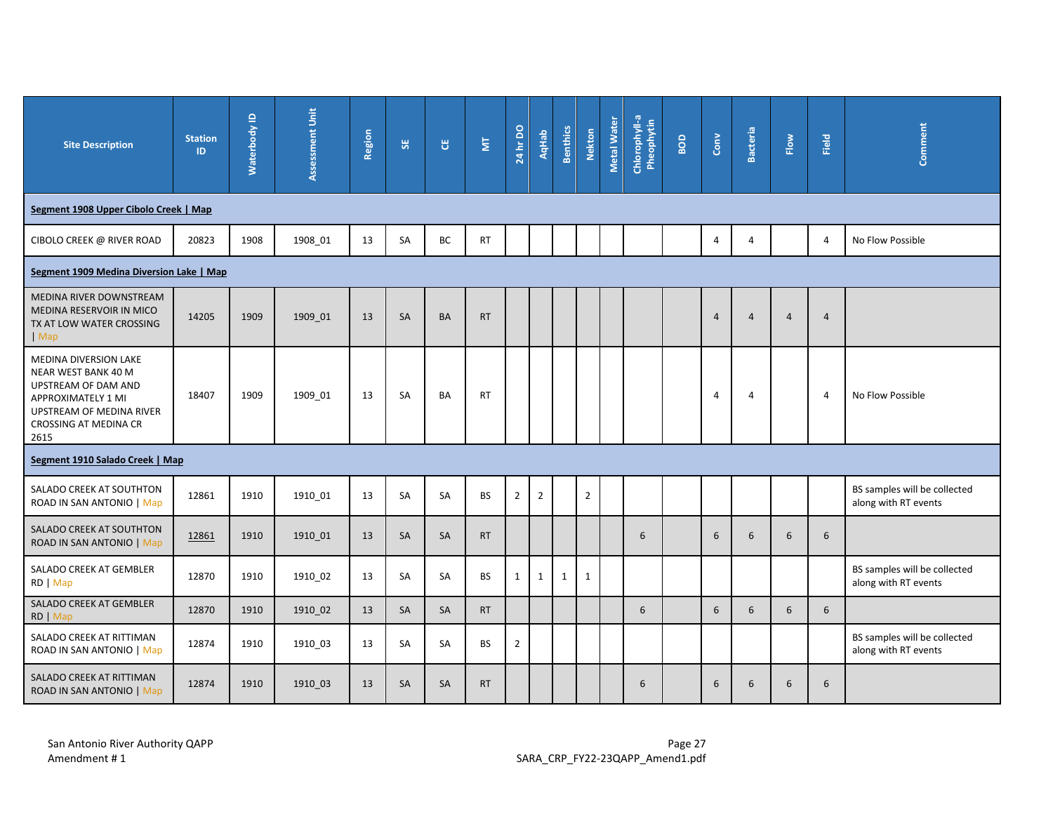| Site Description | Station ID | Waterbody ID | Assessment Unit | Region | SE | CE | MT | 24 hr DO | AqHab | Benthics | Nekton | Metal Water | Chlorophyll-a Pheophytin | BOD | Conv | Bacteria | Flow | Field | Comment |
|---|---|---|---|---|---|---|---|---|---|---|---|---|---|---|---|---|---|---|---|
| **Segment 1908 Upper Cibolo Creek \| Map** | | | | | | | | | | | | | | | | | | | |
| CIBOLO CREEK @ RIVER ROAD | 20823 | 1908 | 1908_01 | 13 | SA | BC | RT | | | | | | | | 4 | 4 | | 4 | No Flow Possible |
| **Segment 1909 Medina Diversion Lake \| Map** | | | | | | | | | | | | | | | | | | | |
| MEDINA RIVER DOWNSTREAM MEDINA RESERVOIR IN MICO TX AT LOW WATER CROSSING \| Map | 14205 | 1909 | 1909_01 | 13 | SA | BA | RT | | | | | | | | 4 | 4 | 4 | 4 | |
| MEDINA DIVERSION LAKE NEAR WEST BANK 40 M UPSTREAM OF DAM AND APPROXIMATELY 1 MI UPSTREAM OF MEDINA RIVER CROSSING AT MEDINA CR 2615 | 18407 | 1909 | 1909_01 | 13 | SA | BA | RT | | | | | | | | 4 | 4 | | 4 | No Flow Possible |
| **Segment 1910 Salado Creek \| Map** | | | | | | | | | | | | | | | | | | | |
| SALADO CREEK AT SOUTHTON ROAD IN SAN ANTONIO \| Map | 12861 | 1910 | 1910_01 | 13 | SA | SA | BS | 2 | 2 | | 2 | | | | | | | | BS samples will be collected along with RT events |
| SALADO CREEK AT SOUTHTON ROAD IN SAN ANTONIO \| Map | 12861 | 1910 | 1910_01 | 13 | SA | SA | RT | | | | | | 6 | | 6 | 6 | 6 | 6 | |
| SALADO CREEK AT GEMBLER RD \| Map | 12870 | 1910 | 1910_02 | 13 | SA | SA | BS | 1 | 1 | 1 | 1 | | | | | | | | BS samples will be collected along with RT events |
| SALADO CREEK AT GEMBLER RD \| Map | 12870 | 1910 | 1910_02 | 13 | SA | SA | RT | | | | | | 6 | | 6 | 6 | 6 | 6 | |
| SALADO CREEK AT RITTIMAN ROAD IN SAN ANTONIO \| Map | 12874 | 1910 | 1910_03 | 13 | SA | SA | BS | 2 | | | | | | | | | | | BS samples will be collected along with RT events |
| SALADO CREEK AT RITTIMAN ROAD IN SAN ANTONIO \| Map | 12874 | 1910 | 1910_03 | 13 | SA | SA | RT | | | | | | 6 | | 6 | 6 | 6 | 6 | |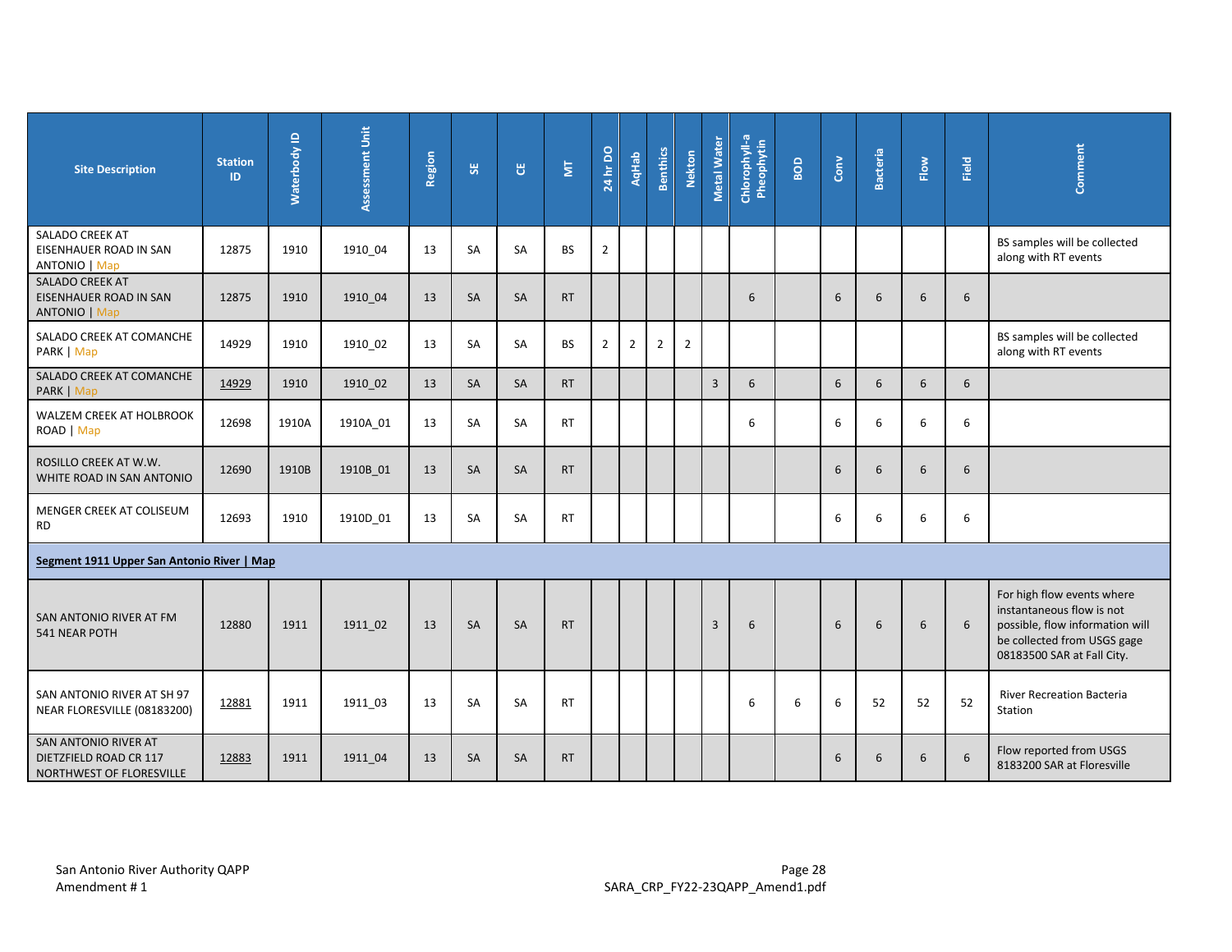| Site Description | Station ID | Waterbody ID | Assessment Unit | Region | SE | CE | MT | 24 hr DO | AqHab | Benthics | Nekton | Metal Water | Chlorophyll-a Pheophytin | BOD | Conv | Bacteria | Flow | Field | Comment |
|---|---|---|---|---|---|---|---|---|---|---|---|---|---|---|---|---|---|---|---|
| SALADO CREEK AT EISENHAUER ROAD IN SAN ANTONIO \| Map | 12875 | 1910 | 1910_04 | 13 | SA | SA | BS | 2 | | | | | | | | | | | BS samples will be collected along with RT events |
| SALADO CREEK AT EISENHAUER ROAD IN SAN ANTONIO \| Map | 12875 | 1910 | 1910_04 | 13 | SA | SA | RT | | | | | | 6 | | 6 | 6 | 6 | 6 | |
| SALADO CREEK AT COMANCHE PARK \| Map | 14929 | 1910 | 1910_02 | 13 | SA | SA | BS | 2 | 2 | 2 | 2 | | | | | | | | BS samples will be collected along with RT events |
| SALADO CREEK AT COMANCHE PARK \| Map | 14929 | 1910 | 1910_02 | 13 | SA | SA | RT | | | | | 3 | 6 | | 6 | 6 | 6 | 6 | |
| WALZEM CREEK AT HOLBROOK ROAD \| Map | 12698 | 1910A | 1910A_01 | 13 | SA | SA | RT | | | | | | 6 | | 6 | 6 | 6 | 6 | |
| ROSILLO CREEK AT W.W. WHITE ROAD IN SAN ANTONIO | 12690 | 1910B | 1910B_01 | 13 | SA | SA | RT | | | | | | | | 6 | 6 | 6 | 6 | |
| MENGER CREEK AT COLISEUM RD | 12693 | 1910 | 1910D_01 | 13 | SA | SA | RT | | | | | | | | 6 | 6 | 6 | 6 | |
| **Segment 1911 Upper San Antonio River \| Map** | | | | | | | | | | | | | | | | | | | |
| SAN ANTONIO RIVER AT FM 541 NEAR POTH | 12880 | 1911 | 1911_02 | 13 | SA | SA | RT | | | | | 3 | 6 | | 6 | 6 | 6 | 6 | For high flow events where instantaneous flow is not possible, flow information will be collected from USGS gage 08183500 SAR at Fall City. |
| SAN ANTONIO RIVER AT SH 97 NEAR FLORESVILLE (08183200) | 12881 | 1911 | 1911_03 | 13 | SA | SA | RT | | | | | | 6 | 6 | 6 | 52 | 52 | 52 | River Recreation Bacteria Station |
| SAN ANTONIO RIVER AT DIETZFIELD ROAD CR 117 NORTHWEST OF FLORESVILLE | 12883 | 1911 | 1911_04 | 13 | SA | SA | RT | | | | | | | | 6 | 6 | 6 | 6 | Flow reported from USGS 8183200 SAR at Floresville |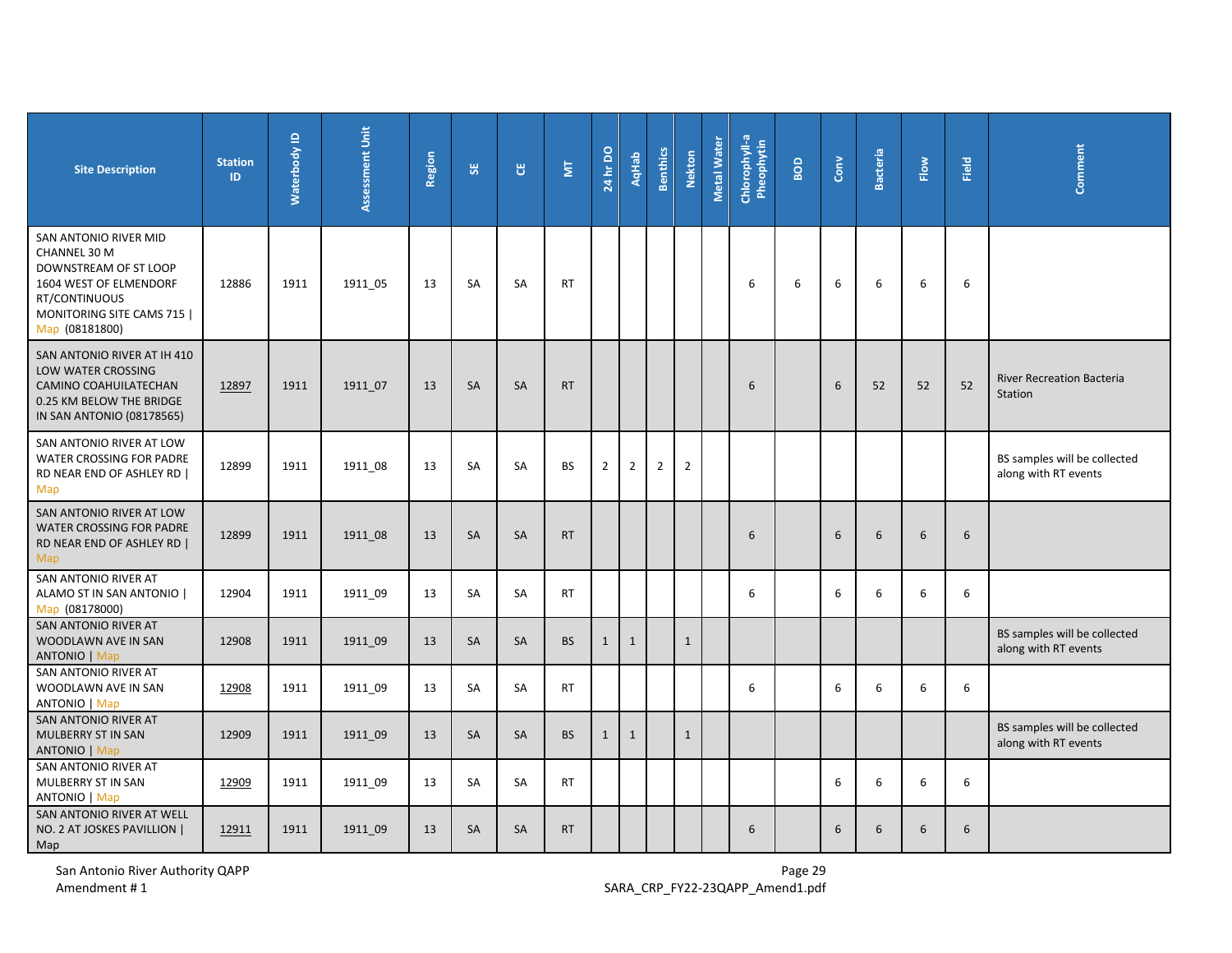| Site Description | Station ID | Waterbody ID | Assessment Unit | Region | SE | CE | MT | 24 hr DO | AqHab | Benthics | Nekton | Metal Water | Chlorophyll-a Pheophytin | BOD | Conv | Bacteria | Flow | Field | Comment |
|---|---|---|---|---|---|---|---|---|---|---|---|---|---|---|---|---|---|---|---|
| SAN ANTONIO RIVER MID CHANNEL 30 M DOWNSTREAM OF ST LOOP 1604 WEST OF ELMENDORF RT/CONTINUOUS MONITORING SITE CAMS 715 \| Map (08181800) | 12886 | 1911 | 1911_05 | 13 | SA | SA | RT | | | | | | 6 | 6 | 6 | 6 | 6 | 6 | |
| SAN ANTONIO RIVER AT IH 410 LOW WATER CROSSING CAMINO COAHUILATECHAN 0.25 KM BELOW THE BRIDGE IN SAN ANTONIO (08178565) | 12897 | 1911 | 1911_07 | 13 | SA | SA | RT | | | | | | 6 | | 6 | 52 | 52 | 52 | River Recreation Bacteria Station |
| SAN ANTONIO RIVER AT LOW WATER CROSSING FOR PADRE RD NEAR END OF ASHLEY RD \| Map | 12899 | 1911 | 1911_08 | 13 | SA | SA | BS | 2 | 2 | 2 | 2 | | | | | | | | BS samples will be collected along with RT events |
| SAN ANTONIO RIVER AT LOW WATER CROSSING FOR PADRE RD NEAR END OF ASHLEY RD \| Map | 12899 | 1911 | 1911_08 | 13 | SA | SA | RT | | | | | | 6 | | 6 | 6 | 6 | 6 | |
| SAN ANTONIO RIVER AT ALAMO ST IN SAN ANTONIO \| Map (08178000) | 12904 | 1911 | 1911_09 | 13 | SA | SA | RT | | | | | | 6 | | 6 | 6 | 6 | 6 | |
| SAN ANTONIO RIVER AT WOODLAWN AVE IN SAN ANTONIO \| Map | 12908 | 1911 | 1911_09 | 13 | SA | SA | BS | 1 | 1 | | 1 | | | | | | | | BS samples will be collected along with RT events |
| SAN ANTONIO RIVER AT WOODLAWN AVE IN SAN ANTONIO \| Map | 12908 | 1911 | 1911_09 | 13 | SA | SA | RT | | | | | | 6 | | 6 | 6 | 6 | 6 | |
| SAN ANTONIO RIVER AT MULBERRY ST IN SAN ANTONIO \| Map | 12909 | 1911 | 1911_09 | 13 | SA | SA | BS | 1 | 1 | | 1 | | | | | | | | BS samples will be collected along with RT events |
| SAN ANTONIO RIVER AT MULBERRY ST IN SAN ANTONIO \| Map | 12909 | 1911 | 1911_09 | 13 | SA | SA | RT | | | | | | | | 6 | 6 | 6 | 6 | |
| SAN ANTONIO RIVER AT WELL NO. 2 AT JOSKES PAVILLION \| Map | 12911 | 1911 | 1911_09 | 13 | SA | SA | RT | | | | | | 6 | | 6 | 6 | 6 | 6 | |

San Antonio River Authority QAPP
Amendment # 1

SARA_CRP_FY22-23QAPP_Amend1.pdf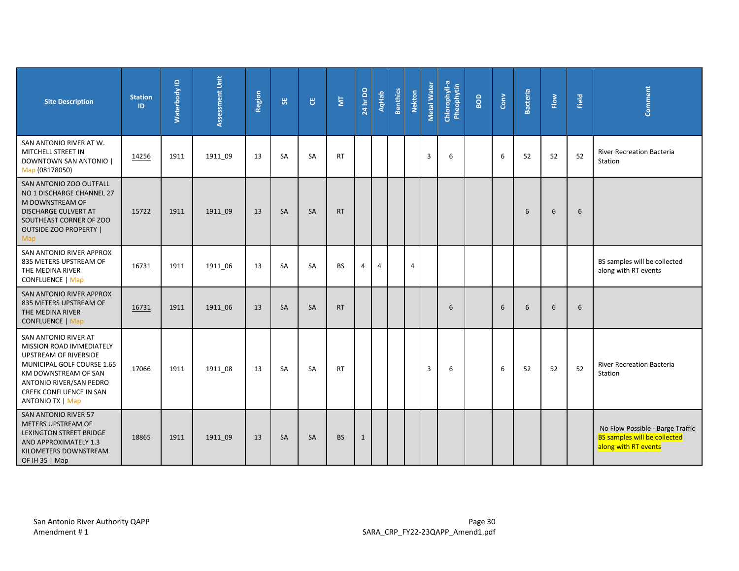| Site Description | Station ID | Waterbody ID | Assessment Unit | Region | SE | CE | MT | 24 hr DO | AqHab | Benthics | Nekton | Metal Water | Chlorophyll-a Pheophytin | BOD | Conv | Bacteria | Flow | Field | Comment |
|---|---|---|---|---|---|---|---|---|---|---|---|---|---|---|---|---|---|---|---|
| SAN ANTONIO RIVER AT W. MITCHELL STREET IN DOWNTOWN SAN ANTONIO \| Map (08178050) | 14256 | 1911 | 1911_09 | 13 | SA | SA | RT | | | | | 3 | 6 | | 6 | 52 | 52 | 52 | River Recreation Bacteria Station |
| SAN ANTONIO ZOO OUTFALL NO 1 DISCHARGE CHANNEL 27 M DOWNSTREAM OF DISCHARGE CULVERT AT SOUTHEAST CORNER OF ZOO OUTSIDE ZOO PROPERTY \| Map | 15722 | 1911 | 1911_09 | 13 | SA | SA | RT | | | | | | | | | 6 | 6 | 6 | |
| SAN ANTONIO RIVER APPROX 835 METERS UPSTREAM OF THE MEDINA RIVER CONFLUENCE \| Map | 16731 | 1911 | 1911_06 | 13 | SA | SA | BS | 4 | 4 | | 4 | | | | | | | | BS samples will be collected along with RT events |
| SAN ANTONIO RIVER APPROX 835 METERS UPSTREAM OF THE MEDINA RIVER CONFLUENCE \| Map | 16731 | 1911 | 1911_06 | 13 | SA | SA | RT | | | | | | 6 | | 6 | 6 | 6 | 6 | |
| SAN ANTONIO RIVER AT MISSION ROAD IMMEDIATELY UPSTREAM OF RIVERSIDE MUNICIPAL GOLF COURSE 1.65 KM DOWNSTREAM OF SAN ANTONIO RIVER/SAN PEDRO CREEK CONFLUENCE IN SAN ANTONIO TX \| Map | 17066 | 1911 | 1911_08 | 13 | SA | SA | RT | | | | | 3 | 6 | | 6 | 52 | 52 | 52 | River Recreation Bacteria Station |
| SAN ANTONIO RIVER 57 METERS UPSTREAM OF LEXINGTON STREET BRIDGE AND APPROXIMATELY 1.3 KILOMETERS DOWNSTREAM OF IH 35 \| Map | 18865 | 1911 | 1911_09 | 13 | SA | SA | BS | 1 | | | | | | | | | | | No Flow Possible - Barge Traffic BS samples will be collected along with RT events |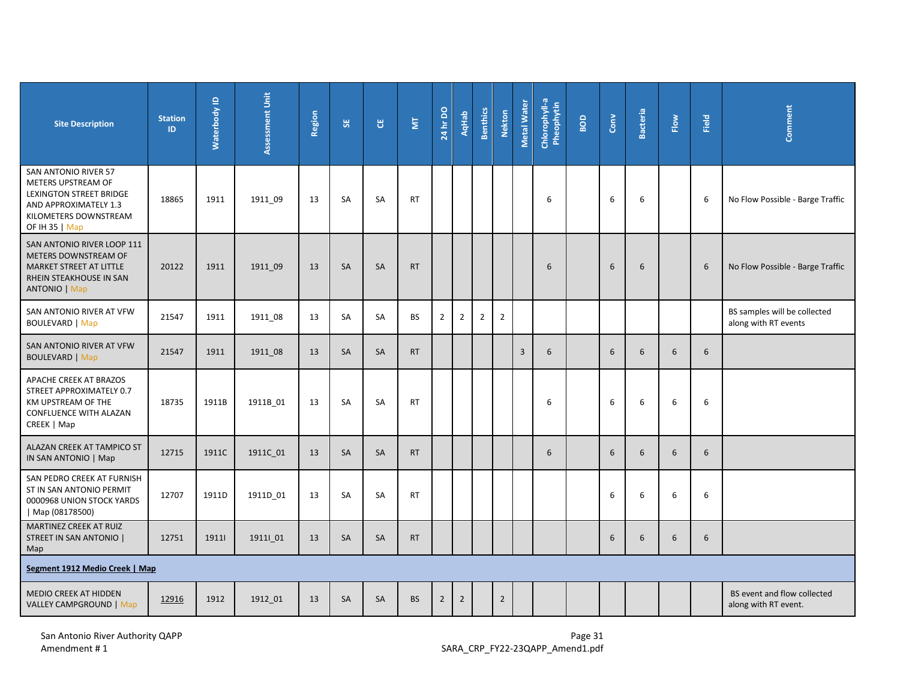| Site Description | Station ID | Waterbody ID | Assessment Unit | Region | SE | CE | MT | 24 hr DO | AqHab | Benthics | Nekton | Metal Water | Chlorophyll-a Pheophytin | BOD | Conv | Bacteria | Flow | Field | Comment |
|---|---|---|---|---|---|---|---|---|---|---|---|---|---|---|---|---|---|---|---|
| SAN ANTONIO RIVER 57 METERS UPSTREAM OF LEXINGTON STREET BRIDGE AND APPROXIMATELY 1.3 KILOMETERS DOWNSTREAM OF IH 35 \| Map | 18865 | 1911 | 1911_09 | 13 | SA | SA | RT | | | | | | 6 | | 6 | 6 | | 6 | No Flow Possible - Barge Traffic |
| SAN ANTONIO RIVER LOOP 111 METERS DOWNSTREAM OF MARKET STREET AT LITTLE RHEIN STEAKHOUSE IN SAN ANTONIO \| Map | 20122 | 1911 | 1911_09 | 13 | SA | SA | RT | | | | | | 6 | | 6 | 6 | | 6 | No Flow Possible - Barge Traffic |
| SAN ANTONIO RIVER AT VFW BOULEVARD \| Map | 21547 | 1911 | 1911_08 | 13 | SA | SA | BS | 2 | 2 | 2 | 2 | | | | | | | | BS samples will be collected along with RT events |
| SAN ANTONIO RIVER AT VFW BOULEVARD \| Map | 21547 | 1911 | 1911_08 | 13 | SA | SA | RT | | | | | 3 | 6 | | 6 | 6 | 6 | 6 | |
| APACHE CREEK AT BRAZOS STREET APPROXIMATELY 0.7 KM UPSTREAM OF THE CONFLUENCE WITH ALAZAN CREEK \| Map | 18735 | 1911B | 1911B_01 | 13 | SA | SA | RT | | | | | | 6 | | 6 | 6 | 6 | 6 | |
| ALAZAN CREEK AT TAMPICO ST IN SAN ANTONIO \| Map | 12715 | 1911C | 1911C_01 | 13 | SA | SA | RT | | | | | | 6 | | 6 | 6 | 6 | 6 | |
| SAN PEDRO CREEK AT FURNISH ST IN SAN ANTONIO PERMIT 0000968 UNION STOCK YARDS \| Map (08178500) | 12707 | 1911D | 1911D_01 | 13 | SA | SA | RT | | | | | | | | 6 | 6 | 6 | 6 | |
| MARTINEZ CREEK AT RUIZ STREET IN SAN ANTONIO \| Map | 12751 | 1911I | 1911I_01 | 13 | SA | SA | RT | | | | | | | | 6 | 6 | 6 | 6 | |
| **Segment 1912 Medio Creek \| Map** | | | | | | | | | | | | | | | | | | | |
| MEDIO CREEK AT HIDDEN VALLEY CAMPGROUND \| Map | 12916 | 1912 | 1912_01 | 13 | SA | SA | BS | 2 | 2 | | 2 | | | | | | | | BS event and flow collected along with RT event. |

San Antonio River Authority QAPP
Amendment # 1

SARA_CRP_FY22-23QAPP_Amend1.pdf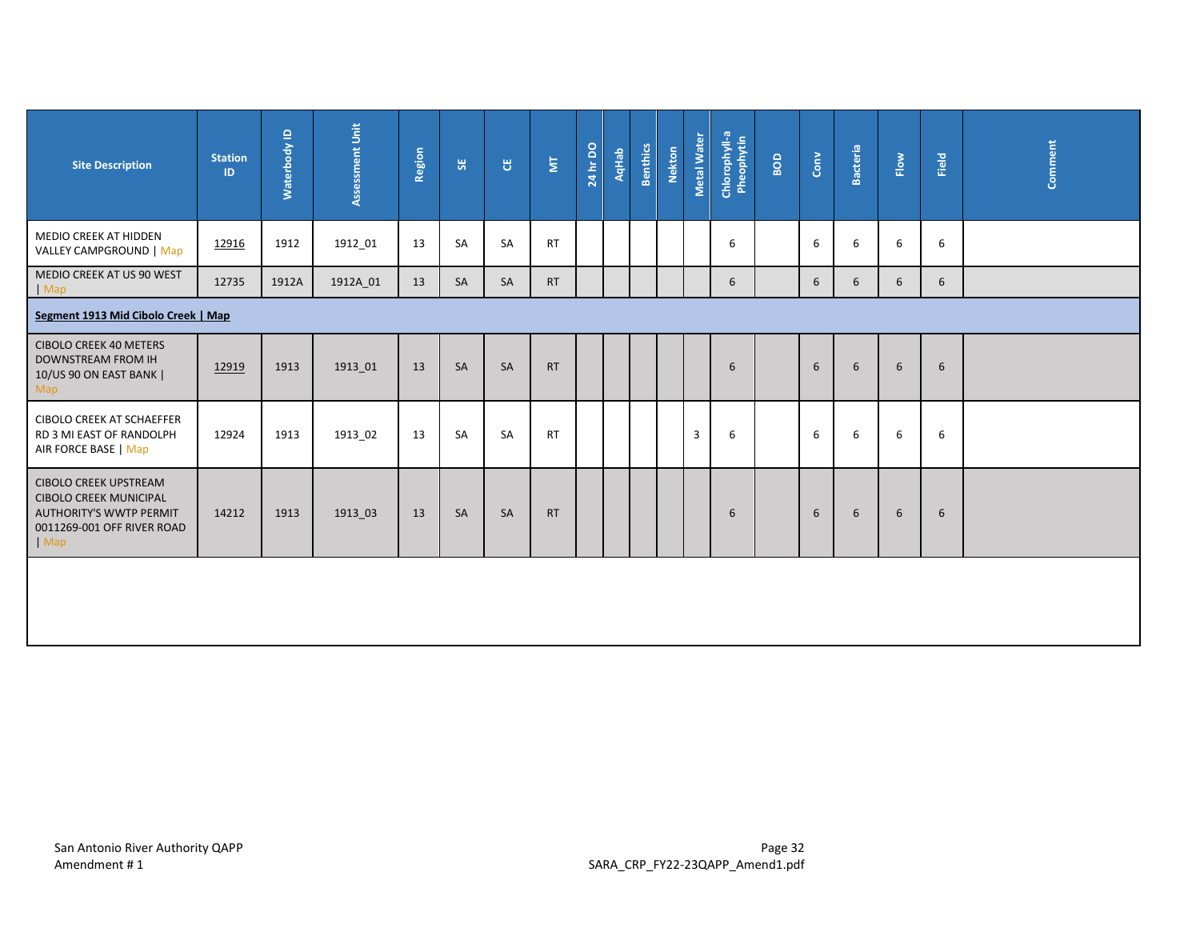| Site Description | Station ID | Waterbody ID | Assessment Unit | Region | SE | CE | MT | 24 hr DO | AqHab | Benthics | Nekton | Metal Water | Chlorophyll-a Pheophytin | BOD | Conv | Bacteria | Flow | Field | Comment |
|---|---|---|---|---|---|---|---|---|---|---|---|---|---|---|---|---|---|---|---|
| MEDIO CREEK AT HIDDEN VALLEY CAMPGROUND \| Map | 12916 | 1912 | 1912_01 | 13 | SA | SA | RT | | | | | | 6 | | 6 | 6 | 6 | 6 | |
| MEDIO CREEK AT US 90 WEST \| Map | 12735 | 1912A | 1912A_01 | 13 | SA | SA | RT | | | | | | 6 | | 6 | 6 | 6 | 6 | |
| **Segment 1913 Mid Cibolo Creek \| Map** | | | | | | | | | | | | | | | | | | | |
| CIBOLO CREEK 40 METERS DOWNSTREAM FROM IH 10/US 90 ON EAST BANK \| Map | 12919 | 1913 | 1913_01 | 13 | SA | SA | RT | | | | | | 6 | | 6 | 6 | 6 | 6 | |
| CIBOLO CREEK AT SCHAEFFER RD 3 MI EAST OF RANDOLPH AIR FORCE BASE \| Map | 12924 | 1913 | 1913_02 | 13 | SA | SA | RT | | | | | 3 | 6 | | 6 | 6 | 6 | 6 | |
| CIBOLO CREEK UPSTREAM CIBOLO CREEK MUNICIPAL AUTHORITY'S WWTP PERMIT 0011269-001 OFF RIVER ROAD \| Map | 14212 | 1913 | 1913_03 | 13 | SA | SA | RT | | | | | | 6 | | 6 | 6 | 6 | 6 | |

San Antonio River Authority QAPP
Amendment # 1

SARA_CRP_FY22-23QAPP_Amend1.pdf